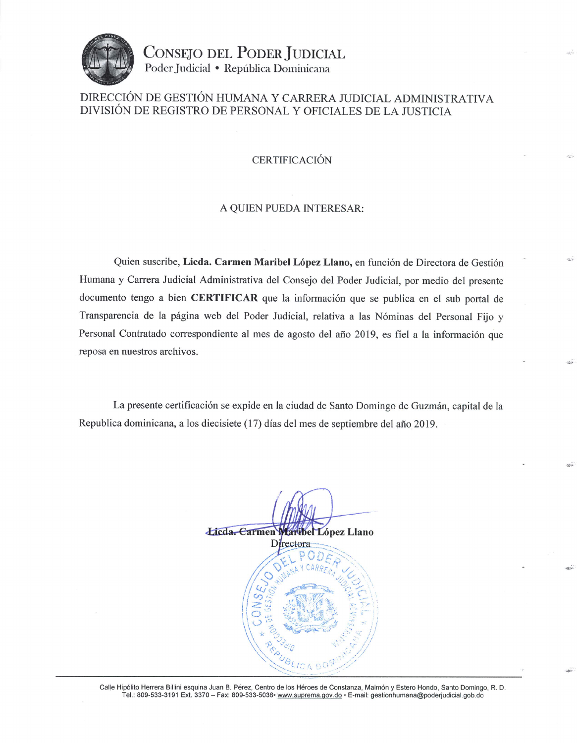# CONSEJO DEL PODER JUDICIAL

Poder Judicial • República Dominicana

DIRECCIÓN DE GESTIÓN HUMANA Y CARRERA JUDICIAL ADMINISTRATIVA
DIVISIÓN DE REGISTRO DE PERSONAL Y OFICIALES DE LA JUSTICIA

## CERTIFICACIÓN

A QUIEN PUEDA INTERESAR:

Quien suscribe, **Licda. Carmen Maribel López Llano,** en función de Directora de Gestión Humana y Carrera Judicial Administrativa del Consejo del Poder Judicial, por medio del presente documento tengo a bien **CERTIFICAR** que la información que se publica en el sub portal de Transparencia de la página web del Poder Judicial, relativa a las Nóminas del Personal Fijo y Personal Contratado correspondiente al mes de agosto del año 2019, es fiel a la información que reposa en nuestros archivos.

La presente certificación se expide en la ciudad de Santo Domingo de Guzmán, capital de la Republica dominicana, a los diecisiete (17) días del mes de septiembre del año 2019.

**Licda. Carmen Maribel López Llano**
Directora

Calle Hipólito Herrera Billini esquina Juan B. Pérez, Centro de los Héroes de Constanza, Maimón y Estero Hondo, Santo Domingo, R. D.
Tel.: 809-533-3191 Ext. 3370 – Fax: 809-533-5036• www.suprema.gov.do • E-mail: gestionhumana@poderjudicial.gob.do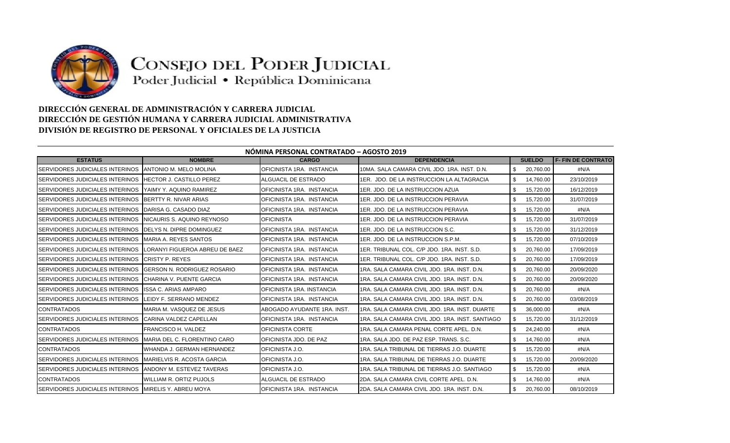# CONSEJO DEL PODER JUDICIAL

Poder Judicial • República Dominicana

**DIRECCIÓN GENERAL DE ADMINISTRACIÓN Y CARRERA JUDICIAL**
**DIRECCIÓN DE GESTIÓN HUMANA Y CARRERA JUDICIAL ADMINISTRATIVA**
**DIVISIÓN DE REGISTRO DE PERSONAL Y OFICIALES DE LA JUSTICIA**

**NÓMINA PERSONAL CONTRATADO – AGOSTO 2019**

| ESTATUS | NOMBRE | CARGO | DEPENDENCIA | SUELDO | F- FIN DE CONTRATO |
|---|---|---|---|---|---|
| SERVIDORES JUDICIALES INTERINOS | ANTONIO M. MELO MOLINA | OFICINISTA 1RA. INSTANCIA | 10MA. SALA CAMARA CIVIL JDO. 1RA. INST. D.N. | $ 20,760.00 | #N/A |
| SERVIDORES JUDICIALES INTERINOS | HECTOR J. CASTILLO PEREZ | ALGUACIL DE ESTRADO | 1ER. JDO. DE LA INSTRUCCION LA ALTAGRACIA | $ 14,760.00 | 23/10/2019 |
| SERVIDORES JUDICIALES INTERINOS | YAIMY Y. AQUINO RAMIREZ | OFICINISTA 1RA. INSTANCIA | 1ER. JDO. DE LA INSTRUCCION AZUA | $ 15,720.00 | 16/12/2019 |
| SERVIDORES JUDICIALES INTERINOS | BERTTY R. NIVAR ARIAS | OFICINISTA 1RA. INSTANCIA | 1ER. JDO. DE LA INSTRUCCION PERAVIA | $ 15,720.00 | 31/07/2019 |
| SERVIDORES JUDICIALES INTERINOS | DARISA G. CASADO DIAZ | OFICINISTA 1RA. INSTANCIA | 1ER. JDO. DE LA INSTRUCCION PERAVIA | $ 15,720.00 | #N/A |
| SERVIDORES JUDICIALES INTERINOS | NICAURIS S. AQUINO REYNOSO | OFICINISTA | 1ER. JDO. DE LA INSTRUCCION PERAVIA | $ 15,720.00 | 31/07/2019 |
| SERVIDORES JUDICIALES INTERINOS | DELYS N. DIPRE DOMINGUEZ | OFICINISTA 1RA. INSTANCIA | 1ER. JDO. DE LA INSTRUCCION S.C. | $ 15,720.00 | 31/12/2019 |
| SERVIDORES JUDICIALES INTERINOS | MARIA A. REYES SANTOS | OFICINISTA 1RA. INSTANCIA | 1ER. JDO. DE LA INSTRUCCION S.P.M. | $ 15,720.00 | 07/10/2019 |
| SERVIDORES JUDICIALES INTERINOS | LORANYI FIGUEROA ABREU DE BAEZ | OFICINISTA 1RA. INSTANCIA | 1ER. TRIBUNAL COL. C/P JDO. 1RA. INST. S.D. | $ 20,760.00 | 17/09/2019 |
| SERVIDORES JUDICIALES INTERINOS | CRISTY P. REYES | OFICINISTA 1RA. INSTANCIA | 1ER. TRIBUNAL COL. C/P JDO. 1RA. INST. S.D. | $ 20,760.00 | 17/09/2019 |
| SERVIDORES JUDICIALES INTERINOS | GERSON N. RODRIGUEZ ROSARIO | OFICINISTA 1RA. INSTANCIA | 1RA. SALA CAMARA CIVIL JDO. 1RA. INST. D.N. | $ 20,760.00 | 20/09/2020 |
| SERVIDORES JUDICIALES INTERINOS | CHARINA V. PUENTE GARCIA | OFICINISTA 1RA. INSTANCIA | 1RA. SALA CAMARA CIVIL JDO. 1RA. INST. D.N. | $ 20,760.00 | 20/09/2020 |
| SERVIDORES JUDICIALES INTERINOS | ISSA C. ARIAS AMPARO | OFICINISTA 1RA. INSTANCIA | 1RA. SALA CAMARA CIVIL JDO. 1RA. INST. D.N. | $ 20,760.00 | #N/A |
| SERVIDORES JUDICIALES INTERINOS | LEIDY F. SERRANO MENDEZ | OFICINISTA 1RA. INSTANCIA | 1RA. SALA CAMARA CIVIL JDO. 1RA. INST. D.N. | $ 20,760.00 | 03/08/2019 |
| CONTRATADOS | MARIA M. VASQUEZ DE JESUS | ABOGADO AYUDANTE 1RA. INST. | 1RA. SALA CAMARA CIVIL JDO. 1RA. INST. DUARTE | $ 36,000.00 | #N/A |
| SERVIDORES JUDICIALES INTERINOS | CARINA VALDEZ CAPELLAN | OFICINISTA 1RA. INSTANCIA | 1RA. SALA CAMARA CIVIL JDO. 1RA. INST. SANTIAGO | $ 15,720.00 | 31/12/2019 |
| CONTRATADOS | FRANCISCO H. VALDEZ | OFICINISTA CORTE | 1RA. SALA CAMARA PENAL CORTE APEL. D.N. | $ 24,240.00 | #N/A |
| SERVIDORES JUDICIALES INTERINOS | MARIA DEL C. FLORENTINO CARO | OFICINISTA JDO. DE PAZ | 1RA. SALA JDO. DE PAZ ESP. TRANS. S.C. | $ 14,760.00 | #N/A |
| CONTRATADOS | WHANDA J. GERMAN HERNANDEZ | OFICINISTA J.O. | 1RA. SALA TRIBUNAL DE TIERRAS J.O. DUARTE | $ 15,720.00 | #N/A |
| SERVIDORES JUDICIALES INTERINOS | MARIELVIS R. ACOSTA GARCIA | OFICINISTA J.O. | 1RA. SALA TRIBUNAL DE TIERRAS J.O. DUARTE | $ 15,720.00 | 20/09/2020 |
| SERVIDORES JUDICIALES INTERINOS | ANDONY M. ESTEVEZ TAVERAS | OFICINISTA J.O. | 1RA. SALA TRIBUNAL DE TIERRAS J.O. SANTIAGO | $ 15,720.00 | #N/A |
| CONTRATADOS | WILLIAM R. ORTIZ PUJOLS | ALGUACIL DE ESTRADO | 2DA. SALA CAMARA CIVIL CORTE APEL. D.N. | $ 14,760.00 | #N/A |
| SERVIDORES JUDICIALES INTERINOS | MIRELIS Y. ABREU MOYA | OFICINISTA 1RA. INSTANCIA | 2DA. SALA CAMARA CIVIL JDO. 1RA. INST. D.N. | $ 20,760.00 | 08/10/2019 |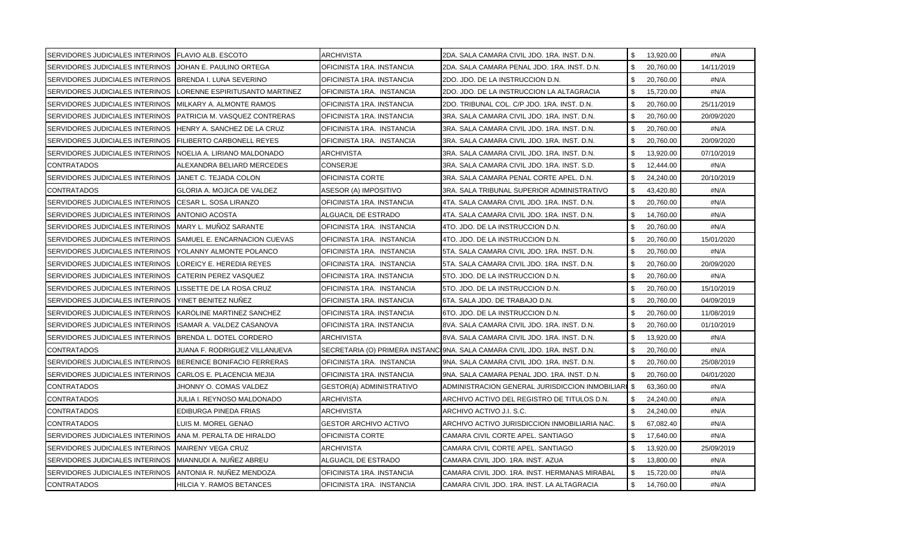| | | | | | |
|---|---|---|---|---|---|
| SERVIDORES JUDICIALES INTERINOS | FLAVIO ALB. ESCOTO | ARCHIVISTA | 2DA. SALA CAMARA CIVIL JDO. 1RA. INST. D.N. | $ 13,920.00 | #N/A |
| SERVIDORES JUDICIALES INTERINOS | JOHAN E. PAULINO ORTEGA | OFICINISTA 1RA. INSTANCIA | 2DA. SALA CAMARA PENAL JDO. 1RA. INST. D.N. | $ 20,760.00 | 14/11/2019 |
| SERVIDORES JUDICIALES INTERINOS | BRENDA I. LUNA SEVERINO | OFICINISTA 1RA. INSTANCIA | 2DO. JDO. DE LA INSTRUCCION D.N. | $ 20,760.00 | #N/A |
| SERVIDORES JUDICIALES INTERINOS | LORENNE ESPIRITUSANTO MARTINEZ | OFICINISTA 1RA. INSTANCIA | 2DO. JDO. DE LA INSTRUCCION LA ALTAGRACIA | $ 15,720.00 | #N/A |
| SERVIDORES JUDICIALES INTERINOS | MILKARY A. ALMONTE RAMOS | OFICINISTA 1RA. INSTANCIA | 2DO. TRIBUNAL COL. C/P JDO. 1RA. INST. D.N. | $ 20,760.00 | 25/11/2019 |
| SERVIDORES JUDICIALES INTERINOS | PATRICIA M. VASQUEZ CONTRERAS | OFICINISTA 1RA. INSTANCIA | 3RA. SALA CAMARA CIVIL JDO. 1RA. INST. D.N. | $ 20,760.00 | 20/09/2020 |
| SERVIDORES JUDICIALES INTERINOS | HENRY A. SANCHEZ DE LA CRUZ | OFICINISTA 1RA. INSTANCIA | 3RA. SALA CAMARA CIVIL JDO. 1RA. INST. D.N. | $ 20,760.00 | #N/A |
| SERVIDORES JUDICIALES INTERINOS | FILIBERTO CARBONELL REYES | OFICINISTA 1RA. INSTANCIA | 3RA. SALA CAMARA CIVIL JDO. 1RA. INST. D.N. | $ 20,760.00 | 20/09/2020 |
| SERVIDORES JUDICIALES INTERINOS | NOELIA A. LIRIANO MALDONADO | ARCHIVISTA | 3RA. SALA CAMARA CIVIL JDO. 1RA. INST. D.N. | $ 13,920.00 | 07/10/2019 |
| CONTRATADOS | ALEXANDRA BELIARD MERCEDES | CONSERJE | 3RA. SALA CAMARA CIVIL JDO. 1RA. INST. S.D. | $ 12,444.00 | #N/A |
| SERVIDORES JUDICIALES INTERINOS | JANET C. TEJADA COLON | OFICINISTA CORTE | 3RA. SALA CAMARA PENAL CORTE APEL. D.N. | $ 24,240.00 | 20/10/2019 |
| CONTRATADOS | GLORIA A. MOJICA DE VALDEZ | ASESOR (A) IMPOSITIVO | 3RA. SALA TRIBUNAL SUPERIOR ADMINISTRATIVO | $ 43,420.80 | #N/A |
| SERVIDORES JUDICIALES INTERINOS | CESAR L. SOSA LIRANZO | OFICINISTA 1RA. INSTANCIA | 4TA. SALA CAMARA CIVIL JDO. 1RA. INST. D.N. | $ 20,760.00 | #N/A |
| SERVIDORES JUDICIALES INTERINOS | ANTONIO ACOSTA | ALGUACIL DE ESTRADO | 4TA. SALA CAMARA CIVIL JDO. 1RA. INST. D.N. | $ 14,760.00 | #N/A |
| SERVIDORES JUDICIALES INTERINOS | MARY L. MUÑOZ SARANTE | OFICINISTA 1RA. INSTANCIA | 4TO. JDO. DE LA INSTRUCCION D.N. | $ 20,760.00 | #N/A |
| SERVIDORES JUDICIALES INTERINOS | SAMUEL E. ENCARNACION CUEVAS | OFICINISTA 1RA. INSTANCIA | 4TO. JDO. DE LA INSTRUCCION D.N. | $ 20,760.00 | 15/01/2020 |
| SERVIDORES JUDICIALES INTERINOS | YOLANNY ALMONTE POLANCO | OFICINISTA 1RA. INSTANCIA | 5TA. SALA CAMARA CIVIL JDO. 1RA. INST. D.N. | $ 20,760.00 | #N/A |
| SERVIDORES JUDICIALES INTERINOS | LOREICY E. HEREDIA REYES | OFICINISTA 1RA. INSTANCIA | 5TA. SALA CAMARA CIVIL JDO. 1RA. INST. D.N. | $ 20,760.00 | 20/09/2020 |
| SERVIDORES JUDICIALES INTERINOS | CATERIN PEREZ VASQUEZ | OFICINISTA 1RA. INSTANCIA | 5TO. JDO. DE LA INSTRUCCION D.N. | $ 20,760.00 | #N/A |
| SERVIDORES JUDICIALES INTERINOS | LISSETTE DE LA ROSA CRUZ | OFICINISTA 1RA. INSTANCIA | 5TO. JDO. DE LA INSTRUCCION D.N. | $ 20,760.00 | 15/10/2019 |
| SERVIDORES JUDICIALES INTERINOS | YINET BENITEZ NUÑEZ | OFICINISTA 1RA. INSTANCIA | 6TA. SALA JDO. DE TRABAJO D.N. | $ 20,760.00 | 04/09/2019 |
| SERVIDORES JUDICIALES INTERINOS | KAROLINE MARTINEZ SANCHEZ | OFICINISTA 1RA. INSTANCIA | 6TO. JDO. DE LA INSTRUCCION D.N. | $ 20,760.00 | 11/08/2019 |
| SERVIDORES JUDICIALES INTERINOS | ISAMAR A. VALDEZ CASANOVA | OFICINISTA 1RA. INSTANCIA | 8VA. SALA CAMARA CIVIL JDO. 1RA. INST. D.N. | $ 20,760.00 | 01/10/2019 |
| SERVIDORES JUDICIALES INTERINOS | BRENDA L. DOTEL CORDERO | ARCHIVISTA | 8VA. SALA CAMARA CIVIL JDO. 1RA. INST. D.N. | $ 13,920.00 | #N/A |
| CONTRATADOS | JUANA F. RODRIGUEZ VILLANUEVA | SECRETARIA (O) PRIMERA INSTANC | 9NA. SALA CAMARA CIVIL JDO. 1RA. INST. D.N. | $ 20,760.00 | #N/A |
| SERVIDORES JUDICIALES INTERINOS | BERENICE BONIFACIO FERRERAS | OFICINISTA 1RA. INSTANCIA | 9NA. SALA CAMARA CIVIL JDO. 1RA. INST. D.N. | $ 20,760.00 | 25/08/2019 |
| SERVIDORES JUDICIALES INTERINOS | CARLOS E. PLACENCIA MEJIA | OFICINISTA 1RA. INSTANCIA | 9NA. SALA CAMARA PENAL JDO. 1RA. INST. D.N. | $ 20,760.00 | 04/01/2020 |
| CONTRATADOS | JHONNY O. COMAS VALDEZ | GESTOR(A) ADMINISTRATIVO | ADMINISTRACION GENERAL JURISDICCION INMOBILIARI | $ 63,360.00 | #N/A |
| CONTRATADOS | JULIA I. REYNOSO MALDONADO | ARCHIVISTA | ARCHIVO ACTIVO DEL REGISTRO DE TITULOS D.N. | $ 24,240.00 | #N/A |
| CONTRATADOS | EDIBURGA PINEDA FRIAS | ARCHIVISTA | ARCHIVO ACTIVO J.I. S.C. | $ 24,240.00 | #N/A |
| CONTRATADOS | LUIS M. MOREL GENAO | GESTOR ARCHIVO ACTIVO | ARCHIVO ACTIVO JURISDICCION INMOBILIARIA NAC. | $ 67,082.40 | #N/A |
| SERVIDORES JUDICIALES INTERINOS | ANA M. PERALTA DE HIRALDO | OFICINISTA CORTE | CAMARA CIVIL CORTE APEL. SANTIAGO | $ 17,640.00 | #N/A |
| SERVIDORES JUDICIALES INTERINOS | MAIRENY VEGA CRUZ | ARCHIVISTA | CAMARA CIVIL CORTE APEL. SANTIAGO | $ 13,920.00 | 25/09/2019 |
| SERVIDORES JUDICIALES INTERINOS | MIANNUDI A. NUÑEZ ABREU | ALGUACIL DE ESTRADO | CAMARA CIVIL JDO. 1RA. INST. AZUA | $ 13,800.00 | #N/A |
| SERVIDORES JUDICIALES INTERINOS | ANTONIA R. NUÑEZ MENDOZA | OFICINISTA 1RA. INSTANCIA | CAMARA CIVIL JDO. 1RA. INST. HERMANAS MIRABAL | $ 15,720.00 | #N/A |
| CONTRATADOS | HILCIA Y. RAMOS BETANCES | OFICINISTA 1RA. INSTANCIA | CAMARA CIVIL JDO. 1RA. INST. LA ALTAGRACIA | $ 14,760.00 | #N/A |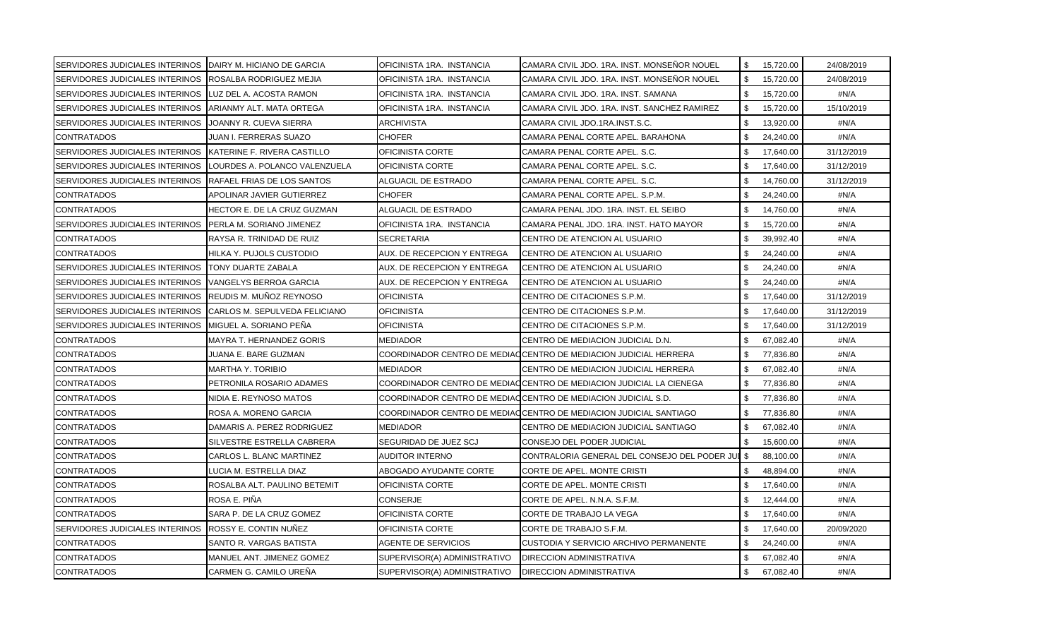| | | | | | | |
|---|---|---|---|---|---|---|
| SERVIDORES JUDICIALES INTERINOS | DAIRY M. HICIANO DE GARCIA | OFICINISTA 1RA. INSTANCIA | CAMARA CIVIL JDO. 1RA. INST. MONSEÑOR NOUEL | $ | 15,720.00 | 24/08/2019 |
| SERVIDORES JUDICIALES INTERINOS | ROSALBA RODRIGUEZ MEJIA | OFICINISTA 1RA. INSTANCIA | CAMARA CIVIL JDO. 1RA. INST. MONSEÑOR NOUEL | $ | 15,720.00 | 24/08/2019 |
| SERVIDORES JUDICIALES INTERINOS | LUZ DEL A. ACOSTA RAMON | OFICINISTA 1RA. INSTANCIA | CAMARA CIVIL JDO. 1RA. INST. SAMANA | $ | 15,720.00 | #N/A |
| SERVIDORES JUDICIALES INTERINOS | ARIANMY ALT. MATA ORTEGA | OFICINISTA 1RA. INSTANCIA | CAMARA CIVIL JDO. 1RA. INST. SANCHEZ RAMIREZ | $ | 15,720.00 | 15/10/2019 |
| SERVIDORES JUDICIALES INTERINOS | JOANNY R. CUEVA SIERRA | ARCHIVISTA | CAMARA CIVIL JDO.1RA.INST.S.C. | $ | 13,920.00 | #N/A |
| CONTRATADOS | JUAN I. FERRERAS SUAZO | CHOFER | CAMARA PENAL CORTE APEL. BARAHONA | $ | 24,240.00 | #N/A |
| SERVIDORES JUDICIALES INTERINOS | KATERINE F. RIVERA CASTILLO | OFICINISTA CORTE | CAMARA PENAL CORTE APEL. S.C. | $ | 17,640.00 | 31/12/2019 |
| SERVIDORES JUDICIALES INTERINOS | LOURDES A. POLANCO VALENZUELA | OFICINISTA CORTE | CAMARA PENAL CORTE APEL. S.C. | $ | 17,640.00 | 31/12/2019 |
| SERVIDORES JUDICIALES INTERINOS | RAFAEL FRIAS DE LOS SANTOS | ALGUACIL DE ESTRADO | CAMARA PENAL CORTE APEL. S.C. | $ | 14,760.00 | 31/12/2019 |
| CONTRATADOS | APOLINAR JAVIER GUTIERREZ | CHOFER | CAMARA PENAL CORTE APEL. S.P.M. | $ | 24,240.00 | #N/A |
| CONTRATADOS | HECTOR E. DE LA CRUZ GUZMAN | ALGUACIL DE ESTRADO | CAMARA PENAL JDO. 1RA. INST. EL SEIBO | $ | 14,760.00 | #N/A |
| SERVIDORES JUDICIALES INTERINOS | PERLA M. SORIANO JIMENEZ | OFICINISTA 1RA. INSTANCIA | CAMARA PENAL JDO. 1RA. INST. HATO MAYOR | $ | 15,720.00 | #N/A |
| CONTRATADOS | RAYSA R. TRINIDAD DE RUIZ | SECRETARIA | CENTRO DE ATENCION AL USUARIO | $ | 39,992.40 | #N/A |
| CONTRATADOS | HILKA Y. PUJOLS CUSTODIO | AUX. DE RECEPCION Y ENTREGA | CENTRO DE ATENCION AL USUARIO | $ | 24,240.00 | #N/A |
| SERVIDORES JUDICIALES INTERINOS | TONY DUARTE ZABALA | AUX. DE RECEPCION Y ENTREGA | CENTRO DE ATENCION AL USUARIO | $ | 24,240.00 | #N/A |
| SERVIDORES JUDICIALES INTERINOS | VANGELYS BERROA GARCIA | AUX. DE RECEPCION Y ENTREGA | CENTRO DE ATENCION AL USUARIO | $ | 24,240.00 | #N/A |
| SERVIDORES JUDICIALES INTERINOS | REUDIS M. MUÑOZ REYNOSO | OFICINISTA | CENTRO DE CITACIONES S.P.M. | $ | 17,640.00 | 31/12/2019 |
| SERVIDORES JUDICIALES INTERINOS | CARLOS M. SEPULVEDA FELICIANO | OFICINISTA | CENTRO DE CITACIONES S.P.M. | $ | 17,640.00 | 31/12/2019 |
| SERVIDORES JUDICIALES INTERINOS | MIGUEL A. SORIANO PEÑA | OFICINISTA | CENTRO DE CITACIONES S.P.M. | $ | 17,640.00 | 31/12/2019 |
| CONTRATADOS | MAYRA T. HERNANDEZ GORIS | MEDIADOR | CENTRO DE MEDIACION JUDICIAL D.N. | $ | 67,082.40 | #N/A |
| CONTRATADOS | JUANA E. BARE GUZMAN | COORDINADOR CENTRO DE MEDIAC | CENTRO DE MEDIACION JUDICIAL HERRERA | $ | 77,836.80 | #N/A |
| CONTRATADOS | MARTHA Y. TORIBIO | MEDIADOR | CENTRO DE MEDIACION JUDICIAL HERRERA | $ | 67,082.40 | #N/A |
| CONTRATADOS | PETRONILA ROSARIO ADAMES | COORDINADOR CENTRO DE MEDIAC | CENTRO DE MEDIACION JUDICIAL LA CIENEGA | $ | 77,836.80 | #N/A |
| CONTRATADOS | NIDIA E. REYNOSO MATOS | COORDINADOR CENTRO DE MEDIAC | CENTRO DE MEDIACION JUDICIAL S.D. | $ | 77,836.80 | #N/A |
| CONTRATADOS | ROSA A. MORENO GARCIA | COORDINADOR CENTRO DE MEDIAC | CENTRO DE MEDIACION JUDICIAL SANTIAGO | $ | 77,836.80 | #N/A |
| CONTRATADOS | DAMARIS A. PEREZ RODRIGUEZ | MEDIADOR | CENTRO DE MEDIACION JUDICIAL SANTIAGO | $ | 67,082.40 | #N/A |
| CONTRATADOS | SILVESTRE ESTRELLA CABRERA | SEGURIDAD DE JUEZ SCJ | CONSEJO DEL PODER JUDICIAL | $ | 15,600.00 | #N/A |
| CONTRATADOS | CARLOS L. BLANC MARTINEZ | AUDITOR INTERNO | CONTRALORIA GENERAL DEL CONSEJO DEL PODER JU | $ | 88,100.00 | #N/A |
| CONTRATADOS | LUCIA M. ESTRELLA DIAZ | ABOGADO AYUDANTE CORTE | CORTE DE APEL. MONTE CRISTI | $ | 48,894.00 | #N/A |
| CONTRATADOS | ROSALBA ALT. PAULINO BETEMIT | OFICINISTA CORTE | CORTE DE APEL. MONTE CRISTI | $ | 17,640.00 | #N/A |
| CONTRATADOS | ROSA E. PIÑA | CONSERJE | CORTE DE APEL. N.N.A. S.F.M. | $ | 12,444.00 | #N/A |
| CONTRATADOS | SARA P. DE LA CRUZ GOMEZ | OFICINISTA CORTE | CORTE DE TRABAJO LA VEGA | $ | 17,640.00 | #N/A |
| SERVIDORES JUDICIALES INTERINOS | ROSSY E. CONTIN NUÑEZ | OFICINISTA CORTE | CORTE DE TRABAJO S.F.M. | $ | 17,640.00 | 20/09/2020 |
| CONTRATADOS | SANTO R. VARGAS BATISTA | AGENTE DE SERVICIOS | CUSTODIA Y SERVICIO ARCHIVO PERMANENTE | $ | 24,240.00 | #N/A |
| CONTRATADOS | MANUEL ANT. JIMENEZ GOMEZ | SUPERVISOR(A) ADMINISTRATIVO | DIRECCION ADMINISTRATIVA | $ | 67,082.40 | #N/A |
| CONTRATADOS | CARMEN G. CAMILO UREÑA | SUPERVISOR(A) ADMINISTRATIVO | DIRECCION ADMINISTRATIVA | $ | 67,082.40 | #N/A |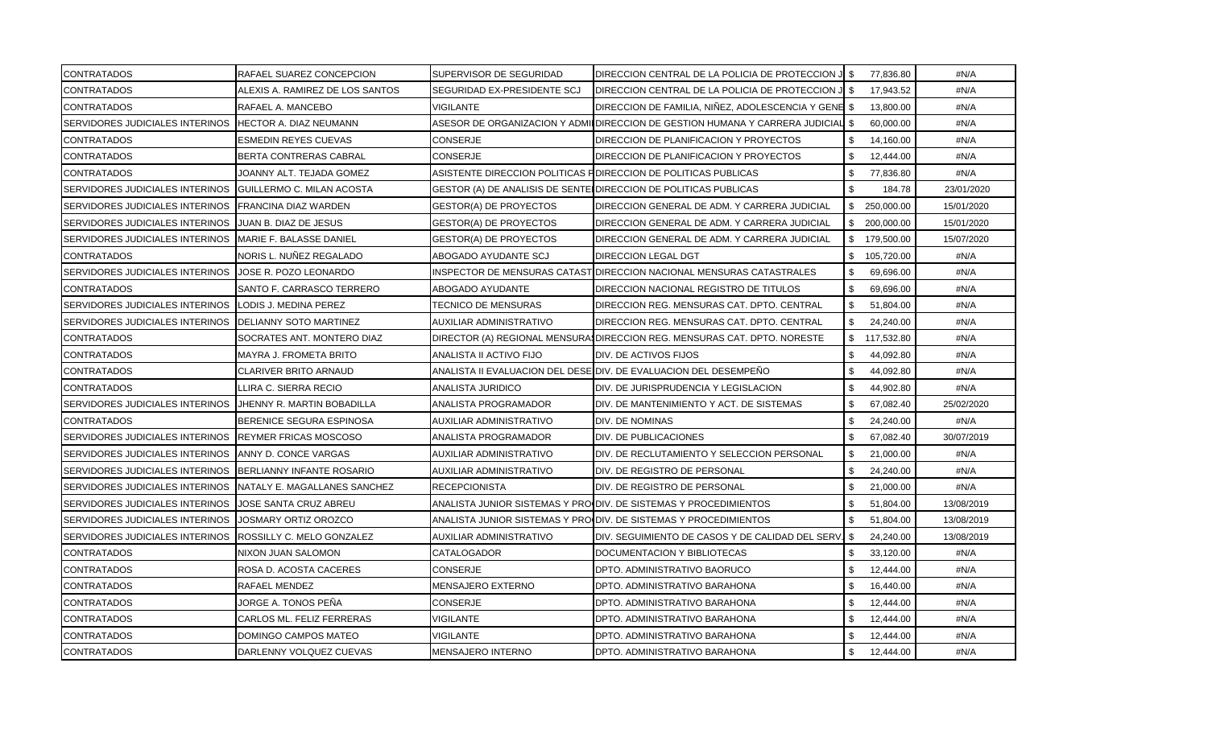| CONTRATADOS | RAFAEL SUAREZ CONCEPCION | SUPERVISOR DE SEGURIDAD | DIRECCION CENTRAL DE LA POLICIA DE PROTECCION J | $ 77,836.80 | #N/A |
|---|---|---|---|---|---|
| CONTRATADOS | ALEXIS A. RAMIREZ DE LOS SANTOS | SEGURIDAD EX-PRESIDENTE SCJ | DIRECCION CENTRAL DE LA POLICIA DE PROTECCION J | $ 17,943.52 | #N/A |
| CONTRATADOS | RAFAEL A. MANCEBO | VIGILANTE | DIRECCION DE FAMILIA, NIÑEZ, ADOLESCENCIA Y GENE | $ 13,800.00 | #N/A |
| SERVIDORES JUDICIALES INTERINOS | HECTOR A. DIAZ NEUMANN | ASESOR DE ORGANIZACION Y ADMI | DIRECCION DE GESTION HUMANA Y CARRERA JUDICIAL | $ 60,000.00 | #N/A |
| CONTRATADOS | ESMEDIN REYES CUEVAS | CONSERJE | DIRECCION DE PLANIFICACION Y PROYECTOS | $ 14,160.00 | #N/A |
| CONTRATADOS | BERTA CONTRERAS CABRAL | CONSERJE | DIRECCION DE PLANIFICACION Y PROYECTOS | $ 12,444.00 | #N/A |
| CONTRATADOS | JOANNY ALT. TEJADA GOMEZ | ASISTENTE DIRECCION POLITICAS P | DIRECCION DE POLITICAS PUBLICAS | $ 77,836.80 | #N/A |
| SERVIDORES JUDICIALES INTERINOS | GUILLERMO C. MILAN ACOSTA | GESTOR (A) DE ANALISIS DE SENTE | DIRECCION DE POLITICAS PUBLICAS | $ 184.78 | 23/01/2020 |
| SERVIDORES JUDICIALES INTERINOS | FRANCINA DIAZ WARDEN | GESTOR(A) DE PROYECTOS | DIRECCION GENERAL DE ADM. Y CARRERA JUDICIAL | $ 250,000.00 | 15/01/2020 |
| SERVIDORES JUDICIALES INTERINOS | JUAN B. DIAZ DE JESUS | GESTOR(A) DE PROYECTOS | DIRECCION GENERAL DE ADM. Y CARRERA JUDICIAL | $ 200,000.00 | 15/01/2020 |
| SERVIDORES JUDICIALES INTERINOS | MARIE F. BALASSE DANIEL | GESTOR(A) DE PROYECTOS | DIRECCION GENERAL DE ADM. Y CARRERA JUDICIAL | $ 179,500.00 | 15/07/2020 |
| CONTRATADOS | NORIS L. NUÑEZ REGALADO | ABOGADO AYUDANTE SCJ | DIRECCION LEGAL DGT | $ 105,720.00 | #N/A |
| SERVIDORES JUDICIALES INTERINOS | JOSE R. POZO LEONARDO | INSPECTOR DE MENSURAS CATAST | DIRECCION NACIONAL MENSURAS CATASTRALES | $ 69,696.00 | #N/A |
| CONTRATADOS | SANTO F. CARRASCO TERRERO | ABOGADO AYUDANTE | DIRECCION NACIONAL REGISTRO DE TITULOS | $ 69,696.00 | #N/A |
| SERVIDORES JUDICIALES INTERINOS | LODIS J. MEDINA PEREZ | TECNICO DE MENSURAS | DIRECCION REG. MENSURAS CAT. DPTO. CENTRAL | $ 51,804.00 | #N/A |
| SERVIDORES JUDICIALES INTERINOS | DELIANNY SOTO MARTINEZ | AUXILIAR ADMINISTRATIVO | DIRECCION REG. MENSURAS CAT. DPTO. CENTRAL | $ 24,240.00 | #N/A |
| CONTRATADOS | SOCRATES ANT. MONTERO DIAZ | DIRECTOR (A) REGIONAL MENSURA | DIRECCION REG. MENSURAS CAT. DPTO. NORESTE | $ 117,532.80 | #N/A |
| CONTRATADOS | MAYRA J. FROMETA BRITO | ANALISTA II ACTIVO FIJO | DIV. DE ACTIVOS FIJOS | $ 44,092.80 | #N/A |
| CONTRATADOS | CLARIVER BRITO ARNAUD | ANALISTA II EVALUACION DEL DESE | DIV. DE EVALUACION DEL DESEMPEÑO | $ 44,092.80 | #N/A |
| CONTRATADOS | LLIRA C. SIERRA RECIO | ANALISTA JURIDICO | DIV. DE JURISPRUDENCIA Y LEGISLACION | $ 44,902.80 | #N/A |
| SERVIDORES JUDICIALES INTERINOS | JHENNY R. MARTIN BOBADILLA | ANALISTA PROGRAMADOR | DIV. DE MANTENIMIENTO Y ACT. DE SISTEMAS | $ 67,082.40 | 25/02/2020 |
| CONTRATADOS | BERENICE SEGURA ESPINOSA | AUXILIAR ADMINISTRATIVO | DIV. DE NOMINAS | $ 24,240.00 | #N/A |
| SERVIDORES JUDICIALES INTERINOS | REYMER FRICAS MOSCOSO | ANALISTA PROGRAMADOR | DIV. DE PUBLICACIONES | $ 67,082.40 | 30/07/2019 |
| SERVIDORES JUDICIALES INTERINOS | ANNY D. CONCE VARGAS | AUXILIAR ADMINISTRATIVO | DIV. DE RECLUTAMIENTO Y SELECCION PERSONAL | $ 21,000.00 | #N/A |
| SERVIDORES JUDICIALES INTERINOS | BERLIANNY INFANTE ROSARIO | AUXILIAR ADMINISTRATIVO | DIV. DE REGISTRO DE PERSONAL | $ 24,240.00 | #N/A |
| SERVIDORES JUDICIALES INTERINOS | NATALY E. MAGALLANES SANCHEZ | RECEPCIONISTA | DIV. DE REGISTRO DE PERSONAL | $ 21,000.00 | #N/A |
| SERVIDORES JUDICIALES INTERINOS | JOSE SANTA CRUZ ABREU | ANALISTA JUNIOR SISTEMAS Y PRO | DIV. DE SISTEMAS Y PROCEDIMIENTOS | $ 51,804.00 | 13/08/2019 |
| SERVIDORES JUDICIALES INTERINOS | JOSMARY ORTIZ OROZCO | ANALISTA JUNIOR SISTEMAS Y PRO | DIV. DE SISTEMAS Y PROCEDIMIENTOS | $ 51,804.00 | 13/08/2019 |
| SERVIDORES JUDICIALES INTERINOS | ROSSILLY C. MELO GONZALEZ | AUXILIAR ADMINISTRATIVO | DIV. SEGUIMIENTO DE CASOS Y DE CALIDAD DEL SERV. | $ 24,240.00 | 13/08/2019 |
| CONTRATADOS | NIXON JUAN SALOMON | CATALOGADOR | DOCUMENTACION Y BIBLIOTECAS | $ 33,120.00 | #N/A |
| CONTRATADOS | ROSA D. ACOSTA CACERES | CONSERJE | DPTO. ADMINISTRATIVO BAORUCO | $ 12,444.00 | #N/A |
| CONTRATADOS | RAFAEL MENDEZ | MENSAJERO EXTERNO | DPTO. ADMINISTRATIVO BARAHONA | $ 16,440.00 | #N/A |
| CONTRATADOS | JORGE A. TONOS PEÑA | CONSERJE | DPTO. ADMINISTRATIVO BARAHONA | $ 12,444.00 | #N/A |
| CONTRATADOS | CARLOS ML. FELIZ FERRERAS | VIGILANTE | DPTO. ADMINISTRATIVO BARAHONA | $ 12,444.00 | #N/A |
| CONTRATADOS | DOMINGO CAMPOS MATEO | VIGILANTE | DPTO. ADMINISTRATIVO BARAHONA | $ 12,444.00 | #N/A |
| CONTRATADOS | DARLENNY VOLQUEZ CUEVAS | MENSAJERO INTERNO | DPTO. ADMINISTRATIVO BARAHONA | $ 12,444.00 | #N/A |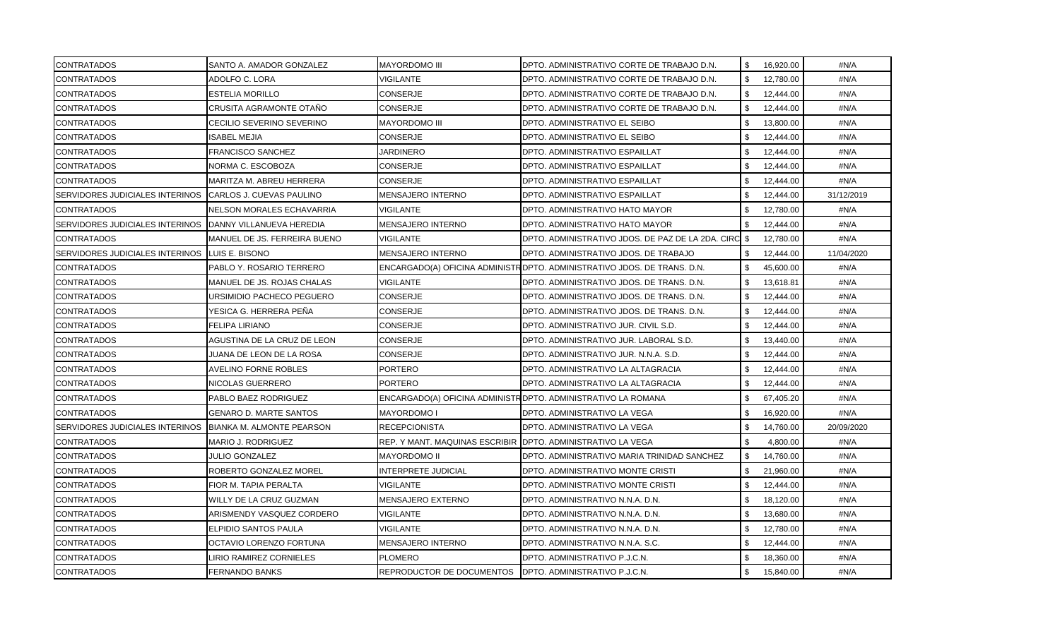| | | | | | |
|---|---|---|---|---|---|
| CONTRATADOS | SANTO A. AMADOR GONZALEZ | MAYORDOMO III | DPTO. ADMINISTRATIVO CORTE DE TRABAJO D.N. | $ 16,920.00 | #N/A |
| CONTRATADOS | ADOLFO C. LORA | VIGILANTE | DPTO. ADMINISTRATIVO CORTE DE TRABAJO D.N. | $ 12,780.00 | #N/A |
| CONTRATADOS | ESTELIA MORILLO | CONSERJE | DPTO. ADMINISTRATIVO CORTE DE TRABAJO D.N. | $ 12,444.00 | #N/A |
| CONTRATADOS | CRUSITA AGRAMONTE OTAÑO | CONSERJE | DPTO. ADMINISTRATIVO CORTE DE TRABAJO D.N. | $ 12,444.00 | #N/A |
| CONTRATADOS | CECILIO SEVERINO SEVERINO | MAYORDOMO III | DPTO. ADMINISTRATIVO EL SEIBO | $ 13,800.00 | #N/A |
| CONTRATADOS | ISABEL MEJIA | CONSERJE | DPTO. ADMINISTRATIVO EL SEIBO | $ 12,444.00 | #N/A |
| CONTRATADOS | FRANCISCO SANCHEZ | JARDINERO | DPTO. ADMINISTRATIVO ESPAILLAT | $ 12,444.00 | #N/A |
| CONTRATADOS | NORMA C. ESCOBOZA | CONSERJE | DPTO. ADMINISTRATIVO ESPAILLAT | $ 12,444.00 | #N/A |
| CONTRATADOS | MARITZA M. ABREU HERRERA | CONSERJE | DPTO. ADMINISTRATIVO ESPAILLAT | $ 12,444.00 | #N/A |
| SERVIDORES JUDICIALES INTERINOS | CARLOS J. CUEVAS PAULINO | MENSAJERO INTERNO | DPTO. ADMINISTRATIVO ESPAILLAT | $ 12,444.00 | 31/12/2019 |
| CONTRATADOS | NELSON MORALES ECHAVARRIA | VIGILANTE | DPTO. ADMINISTRATIVO HATO MAYOR | $ 12,780.00 | #N/A |
| SERVIDORES JUDICIALES INTERINOS | DANNY VILLANUEVA HEREDIA | MENSAJERO INTERNO | DPTO. ADMINISTRATIVO HATO MAYOR | $ 12,444.00 | #N/A |
| CONTRATADOS | MANUEL DE JS. FERREIRA BUENO | VIGILANTE | DPTO. ADMINISTRATIVO JDOS. DE PAZ DE LA 2DA. CIRC | $ 12,780.00 | #N/A |
| SERVIDORES JUDICIALES INTERINOS | LUIS E. BISONO | MENSAJERO INTERNO | DPTO. ADMINISTRATIVO JDOS. DE TRABAJO | $ 12,444.00 | 11/04/2020 |
| CONTRATADOS | PABLO Y. ROSARIO TERRERO | ENCARGADO(A) OFICINA ADMINISTR | DPTO. ADMINISTRATIVO JDOS. DE TRANS. D.N. | $ 45,600.00 | #N/A |
| CONTRATADOS | MANUEL DE JS. ROJAS CHALAS | VIGILANTE | DPTO. ADMINISTRATIVO JDOS. DE TRANS. D.N. | $ 13,618.81 | #N/A |
| CONTRATADOS | URSIMIDIO PACHECO PEGUERO | CONSERJE | DPTO. ADMINISTRATIVO JDOS. DE TRANS. D.N. | $ 12,444.00 | #N/A |
| CONTRATADOS | YESICA G. HERRERA PEÑA | CONSERJE | DPTO. ADMINISTRATIVO JDOS. DE TRANS. D.N. | $ 12,444.00 | #N/A |
| CONTRATADOS | FELIPA LIRIANO | CONSERJE | DPTO. ADMINISTRATIVO JUR. CIVIL S.D. | $ 12,444.00 | #N/A |
| CONTRATADOS | AGUSTINA DE LA CRUZ DE LEON | CONSERJE | DPTO. ADMINISTRATIVO JUR. LABORAL S.D. | $ 13,440.00 | #N/A |
| CONTRATADOS | JUANA DE LEON DE LA ROSA | CONSERJE | DPTO. ADMINISTRATIVO JUR. N.N.A. S.D. | $ 12,444.00 | #N/A |
| CONTRATADOS | AVELINO FORNE ROBLES | PORTERO | DPTO. ADMINISTRATIVO LA ALTAGRACIA | $ 12,444.00 | #N/A |
| CONTRATADOS | NICOLAS GUERRERO | PORTERO | DPTO. ADMINISTRATIVO LA ALTAGRACIA | $ 12,444.00 | #N/A |
| CONTRATADOS | PABLO BAEZ RODRIGUEZ | ENCARGADO(A) OFICINA ADMINISTR | DPTO. ADMINISTRATIVO LA ROMANA | $ 67,405.20 | #N/A |
| CONTRATADOS | GENARO D. MARTE SANTOS | MAYORDOMO I | DPTO. ADMINISTRATIVO LA VEGA | $ 16,920.00 | #N/A |
| SERVIDORES JUDICIALES INTERINOS | BIANKA M. ALMONTE PEARSON | RECEPCIONISTA | DPTO. ADMINISTRATIVO LA VEGA | $ 14,760.00 | 20/09/2020 |
| CONTRATADOS | MARIO J. RODRIGUEZ | REP. Y MANT. MAQUINAS ESCRIBIR | DPTO. ADMINISTRATIVO LA VEGA | $ 4,800.00 | #N/A |
| CONTRATADOS | JULIO GONZALEZ | MAYORDOMO II | DPTO. ADMINISTRATIVO MARIA TRINIDAD SANCHEZ | $ 14,760.00 | #N/A |
| CONTRATADOS | ROBERTO GONZALEZ MOREL | INTERPRETE JUDICIAL | DPTO. ADMINISTRATIVO MONTE CRISTI | $ 21,960.00 | #N/A |
| CONTRATADOS | FIOR M. TAPIA PERALTA | VIGILANTE | DPTO. ADMINISTRATIVO MONTE CRISTI | $ 12,444.00 | #N/A |
| CONTRATADOS | WILLY DE LA CRUZ GUZMAN | MENSAJERO EXTERNO | DPTO. ADMINISTRATIVO N.N.A. D.N. | $ 18,120.00 | #N/A |
| CONTRATADOS | ARISMENDY VASQUEZ CORDERO | VIGILANTE | DPTO. ADMINISTRATIVO N.N.A. D.N. | $ 13,680.00 | #N/A |
| CONTRATADOS | ELPIDIO SANTOS PAULA | VIGILANTE | DPTO. ADMINISTRATIVO N.N.A. D.N. | $ 12,780.00 | #N/A |
| CONTRATADOS | OCTAVIO LORENZO FORTUNA | MENSAJERO INTERNO | DPTO. ADMINISTRATIVO N.N.A. S.C. | $ 12,444.00 | #N/A |
| CONTRATADOS | LIRIO RAMIREZ CORNIELES | PLOMERO | DPTO. ADMINISTRATIVO P.J.C.N. | $ 18,360.00 | #N/A |
| CONTRATADOS | FERNANDO BANKS | REPRODUCTOR DE DOCUMENTOS | DPTO. ADMINISTRATIVO P.J.C.N. | $ 15,840.00 | #N/A |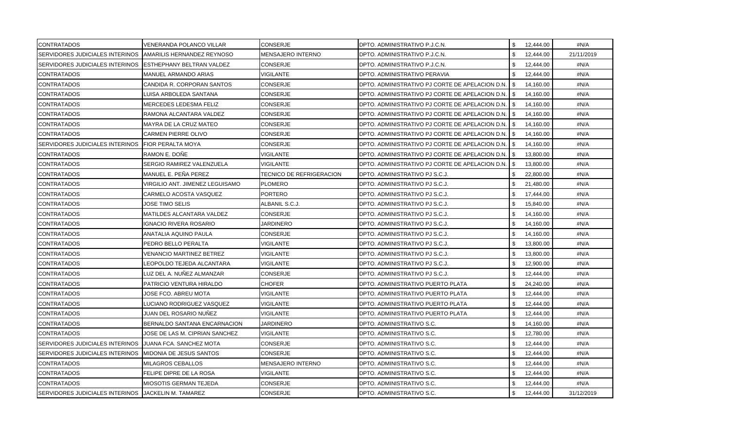| | | | | | |
|---|---|---|---|---|---|
| CONTRATADOS | VENERANDA POLANCO VILLAR | CONSERJE | DPTO. ADMINISTRATIVO P.J.C.N. | $ 12,444.00 | #N/A |
| SERVIDORES JUDICIALES INTERINOS | AMARILIS HERNANDEZ REYNOSO | MENSAJERO INTERNO | DPTO. ADMINISTRATIVO P.J.C.N. | $ 12,444.00 | 21/11/2019 |
| SERVIDORES JUDICIALES INTERINOS | ESTHEPHANY BELTRAN VALDEZ | CONSERJE | DPTO. ADMINISTRATIVO P.J.C.N. | $ 12,444.00 | #N/A |
| CONTRATADOS | MANUEL ARMANDO ARIAS | VIGILANTE | DPTO. ADMINISTRATIVO PERAVIA | $ 12,444.00 | #N/A |
| CONTRATADOS | CANDIDA R. CORPORAN SANTOS | CONSERJE | DPTO. ADMINISTRATIVO PJ CORTE DE APELACION D.N. | $ 14,160.00 | #N/A |
| CONTRATADOS | LUISA ARBOLEDA SANTANA | CONSERJE | DPTO. ADMINISTRATIVO PJ CORTE DE APELACION D.N. | $ 14,160.00 | #N/A |
| CONTRATADOS | MERCEDES LEDESMA FELIZ | CONSERJE | DPTO. ADMINISTRATIVO PJ CORTE DE APELACION D.N. | $ 14,160.00 | #N/A |
| CONTRATADOS | RAMONA ALCANTARA VALDEZ | CONSERJE | DPTO. ADMINISTRATIVO PJ CORTE DE APELACION D.N. | $ 14,160.00 | #N/A |
| CONTRATADOS | MAYRA DE LA CRUZ MATEO | CONSERJE | DPTO. ADMINISTRATIVO PJ CORTE DE APELACION D.N. | $ 14,160.00 | #N/A |
| CONTRATADOS | CARMEN PIERRE OLIVO | CONSERJE | DPTO. ADMINISTRATIVO PJ CORTE DE APELACION D.N. | $ 14,160.00 | #N/A |
| SERVIDORES JUDICIALES INTERINOS | FIOR PERALTA MOYA | CONSERJE | DPTO. ADMINISTRATIVO PJ CORTE DE APELACION D.N. | $ 14,160.00 | #N/A |
| CONTRATADOS | RAMON E. DOÑE | VIGILANTE | DPTO. ADMINISTRATIVO PJ CORTE DE APELACION D.N. | $ 13,800.00 | #N/A |
| CONTRATADOS | SERGIO RAMIREZ VALENZUELA | VIGILANTE | DPTO. ADMINISTRATIVO PJ CORTE DE APELACION D.N. | $ 13,800.00 | #N/A |
| CONTRATADOS | MANUEL E. PEÑA PEREZ | TECNICO DE REFRIGERACION | DPTO. ADMINISTRATIVO PJ S.C.J. | $ 22,800.00 | #N/A |
| CONTRATADOS | VIRGILIO ANT. JIMENEZ LEGUISAMO | PLOMERO | DPTO. ADMINISTRATIVO PJ S.C.J. | $ 21,480.00 | #N/A |
| CONTRATADOS | CARMELO ACOSTA VASQUEZ | PORTERO | DPTO. ADMINISTRATIVO PJ S.C.J. | $ 17,444.00 | #N/A |
| CONTRATADOS | JOSE TIMO SELIS | ALBANIL S.C.J. | DPTO. ADMINISTRATIVO PJ S.C.J. | $ 15,840.00 | #N/A |
| CONTRATADOS | MATILDES ALCANTARA VALDEZ | CONSERJE | DPTO. ADMINISTRATIVO PJ S.C.J. | $ 14,160.00 | #N/A |
| CONTRATADOS | IGNACIO RIVERA ROSARIO | JARDINERO | DPTO. ADMINISTRATIVO PJ S.C.J. | $ 14,160.00 | #N/A |
| CONTRATADOS | ANATALIA AQUINO PAULA | CONSERJE | DPTO. ADMINISTRATIVO PJ S.C.J. | $ 14,160.00 | #N/A |
| CONTRATADOS | PEDRO BELLO PERALTA | VIGILANTE | DPTO. ADMINISTRATIVO PJ S.C.J. | $ 13,800.00 | #N/A |
| CONTRATADOS | VENANCIO MARTINEZ BETREZ | VIGILANTE | DPTO. ADMINISTRATIVO PJ S.C.J. | $ 13,800.00 | #N/A |
| CONTRATADOS | LEOPOLDO TEJEDA ALCANTARA | VIGILANTE | DPTO. ADMINISTRATIVO PJ S.C.J. | $ 12,900.00 | #N/A |
| CONTRATADOS | LUZ DEL A. NUÑEZ ALMANZAR | CONSERJE | DPTO. ADMINISTRATIVO PJ S.C.J. | $ 12,444.00 | #N/A |
| CONTRATADOS | PATRICIO VENTURA HIRALDO | CHOFER | DPTO. ADMINISTRATIVO PUERTO PLATA | $ 24,240.00 | #N/A |
| CONTRATADOS | JOSE FCO. ABREU MOTA | VIGILANTE | DPTO. ADMINISTRATIVO PUERTO PLATA | $ 12,444.00 | #N/A |
| CONTRATADOS | LUCIANO RODRIGUEZ VASQUEZ | VIGILANTE | DPTO. ADMINISTRATIVO PUERTO PLATA | $ 12,444.00 | #N/A |
| CONTRATADOS | JUAN DEL ROSARIO NUÑEZ | VIGILANTE | DPTO. ADMINISTRATIVO PUERTO PLATA | $ 12,444.00 | #N/A |
| CONTRATADOS | BERNALDO SANTANA ENCARNACION | JARDINERO | DPTO. ADMINISTRATIVO S.C. | $ 14,160.00 | #N/A |
| CONTRATADOS | JOSE DE LAS M. CIPRIAN SANCHEZ | VIGILANTE | DPTO. ADMINISTRATIVO S.C. | $ 12,780.00 | #N/A |
| SERVIDORES JUDICIALES INTERINOS | JUANA FCA. SANCHEZ MOTA | CONSERJE | DPTO. ADMINISTRATIVO S.C. | $ 12,444.00 | #N/A |
| SERVIDORES JUDICIALES INTERINOS | MIDONIA DE JESUS SANTOS | CONSERJE | DPTO. ADMINISTRATIVO S.C. | $ 12,444.00 | #N/A |
| CONTRATADOS | MILAGROS CEBALLOS | MENSAJERO INTERNO | DPTO. ADMINISTRATIVO S.C. | $ 12,444.00 | #N/A |
| CONTRATADOS | FELIPE DIPRE DE LA ROSA | VIGILANTE | DPTO. ADMINISTRATIVO S.C. | $ 12,444.00 | #N/A |
| CONTRATADOS | MIOSOTIS GERMAN TEJEDA | CONSERJE | DPTO. ADMINISTRATIVO S.C. | $ 12,444.00 | #N/A |
| SERVIDORES JUDICIALES INTERINOS | JACKELIN M. TAMAREZ | CONSERJE | DPTO. ADMINISTRATIVO S.C. | $ 12,444.00 | 31/12/2019 |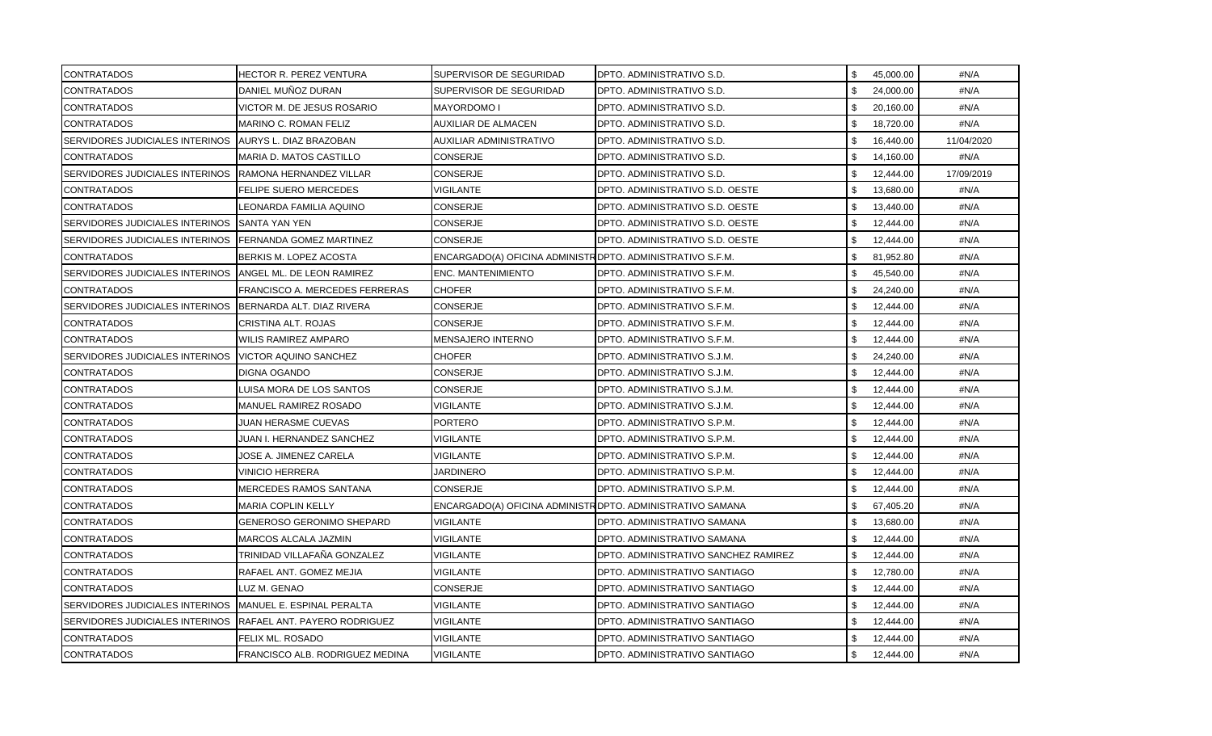| | | | | | |
|---|---|---|---|---|---|
| CONTRATADOS | HECTOR R. PEREZ VENTURA | SUPERVISOR DE SEGURIDAD | DPTO. ADMINISTRATIVO S.D. | $ 45,000.00 | #N/A |
| CONTRATADOS | DANIEL MUÑOZ DURAN | SUPERVISOR DE SEGURIDAD | DPTO. ADMINISTRATIVO S.D. | $ 24,000.00 | #N/A |
| CONTRATADOS | VICTOR M. DE JESUS ROSARIO | MAYORDOMO I | DPTO. ADMINISTRATIVO S.D. | $ 20,160.00 | #N/A |
| CONTRATADOS | MARINO C. ROMAN FELIZ | AUXILIAR DE ALMACEN | DPTO. ADMINISTRATIVO S.D. | $ 18,720.00 | #N/A |
| SERVIDORES JUDICIALES INTERINOS | AURYS L. DIAZ BRAZOBAN | AUXILIAR ADMINISTRATIVO | DPTO. ADMINISTRATIVO S.D. | $ 16,440.00 | 11/04/2020 |
| CONTRATADOS | MARIA D. MATOS CASTILLO | CONSERJE | DPTO. ADMINISTRATIVO S.D. | $ 14,160.00 | #N/A |
| SERVIDORES JUDICIALES INTERINOS | RAMONA HERNANDEZ VILLAR | CONSERJE | DPTO. ADMINISTRATIVO S.D. | $ 12,444.00 | 17/09/2019 |
| CONTRATADOS | FELIPE SUERO MERCEDES | VIGILANTE | DPTO. ADMINISTRATIVO S.D. OESTE | $ 13,680.00 | #N/A |
| CONTRATADOS | LEONARDA FAMILIA AQUINO | CONSERJE | DPTO. ADMINISTRATIVO S.D. OESTE | $ 13,440.00 | #N/A |
| SERVIDORES JUDICIALES INTERINOS | SANTA YAN YEN | CONSERJE | DPTO. ADMINISTRATIVO S.D. OESTE | $ 12,444.00 | #N/A |
| SERVIDORES JUDICIALES INTERINOS | FERNANDA GOMEZ MARTINEZ | CONSERJE | DPTO. ADMINISTRATIVO S.D. OESTE | $ 12,444.00 | #N/A |
| CONTRATADOS | BERKIS M. LOPEZ ACOSTA | ENCARGADO(A) OFICINA ADMINISTR | DPTO. ADMINISTRATIVO S.F.M. | $ 81,952.80 | #N/A |
| SERVIDORES JUDICIALES INTERINOS | ANGEL ML. DE LEON RAMIREZ | ENC. MANTENIMIENTO | DPTO. ADMINISTRATIVO S.F.M. | $ 45,540.00 | #N/A |
| CONTRATADOS | FRANCISCO A. MERCEDES FERRERAS | CHOFER | DPTO. ADMINISTRATIVO S.F.M. | $ 24,240.00 | #N/A |
| SERVIDORES JUDICIALES INTERINOS | BERNARDA ALT. DIAZ RIVERA | CONSERJE | DPTO. ADMINISTRATIVO S.F.M. | $ 12,444.00 | #N/A |
| CONTRATADOS | CRISTINA ALT. ROJAS | CONSERJE | DPTO. ADMINISTRATIVO S.F.M. | $ 12,444.00 | #N/A |
| CONTRATADOS | WILIS RAMIREZ AMPARO | MENSAJERO INTERNO | DPTO. ADMINISTRATIVO S.F.M. | $ 12,444.00 | #N/A |
| SERVIDORES JUDICIALES INTERINOS | VICTOR AQUINO SANCHEZ | CHOFER | DPTO. ADMINISTRATIVO S.J.M. | $ 24,240.00 | #N/A |
| CONTRATADOS | DIGNA OGANDO | CONSERJE | DPTO. ADMINISTRATIVO S.J.M. | $ 12,444.00 | #N/A |
| CONTRATADOS | LUISA MORA DE LOS SANTOS | CONSERJE | DPTO. ADMINISTRATIVO S.J.M. | $ 12,444.00 | #N/A |
| CONTRATADOS | MANUEL RAMIREZ ROSADO | VIGILANTE | DPTO. ADMINISTRATIVO S.J.M. | $ 12,444.00 | #N/A |
| CONTRATADOS | JUAN HERASME CUEVAS | PORTERO | DPTO. ADMINISTRATIVO S.P.M. | $ 12,444.00 | #N/A |
| CONTRATADOS | JUAN I. HERNANDEZ SANCHEZ | VIGILANTE | DPTO. ADMINISTRATIVO S.P.M. | $ 12,444.00 | #N/A |
| CONTRATADOS | JOSE A. JIMENEZ CARELA | VIGILANTE | DPTO. ADMINISTRATIVO S.P.M. | $ 12,444.00 | #N/A |
| CONTRATADOS | VINICIO HERRERA | JARDINERO | DPTO. ADMINISTRATIVO S.P.M. | $ 12,444.00 | #N/A |
| CONTRATADOS | MERCEDES RAMOS SANTANA | CONSERJE | DPTO. ADMINISTRATIVO S.P.M. | $ 12,444.00 | #N/A |
| CONTRATADOS | MARIA COPLIN KELLY | ENCARGADO(A) OFICINA ADMINISTR | DPTO. ADMINISTRATIVO SAMANA | $ 67,405.20 | #N/A |
| CONTRATADOS | GENEROSO GERONIMO SHEPARD | VIGILANTE | DPTO. ADMINISTRATIVO SAMANA | $ 13,680.00 | #N/A |
| CONTRATADOS | MARCOS ALCALA JAZMIN | VIGILANTE | DPTO. ADMINISTRATIVO SAMANA | $ 12,444.00 | #N/A |
| CONTRATADOS | TRINIDAD VILLAFAÑA GONZALEZ | VIGILANTE | DPTO. ADMINISTRATIVO SANCHEZ RAMIREZ | $ 12,444.00 | #N/A |
| CONTRATADOS | RAFAEL ANT. GOMEZ MEJIA | VIGILANTE | DPTO. ADMINISTRATIVO SANTIAGO | $ 12,780.00 | #N/A |
| CONTRATADOS | LUZ M. GENAO | CONSERJE | DPTO. ADMINISTRATIVO SANTIAGO | $ 12,444.00 | #N/A |
| SERVIDORES JUDICIALES INTERINOS | MANUEL E. ESPINAL PERALTA | VIGILANTE | DPTO. ADMINISTRATIVO SANTIAGO | $ 12,444.00 | #N/A |
| SERVIDORES JUDICIALES INTERINOS | RAFAEL ANT. PAYERO RODRIGUEZ | VIGILANTE | DPTO. ADMINISTRATIVO SANTIAGO | $ 12,444.00 | #N/A |
| CONTRATADOS | FELIX ML. ROSADO | VIGILANTE | DPTO. ADMINISTRATIVO SANTIAGO | $ 12,444.00 | #N/A |
| CONTRATADOS | FRANCISCO ALB. RODRIGUEZ MEDINA | VIGILANTE | DPTO. ADMINISTRATIVO SANTIAGO | $ 12,444.00 | #N/A |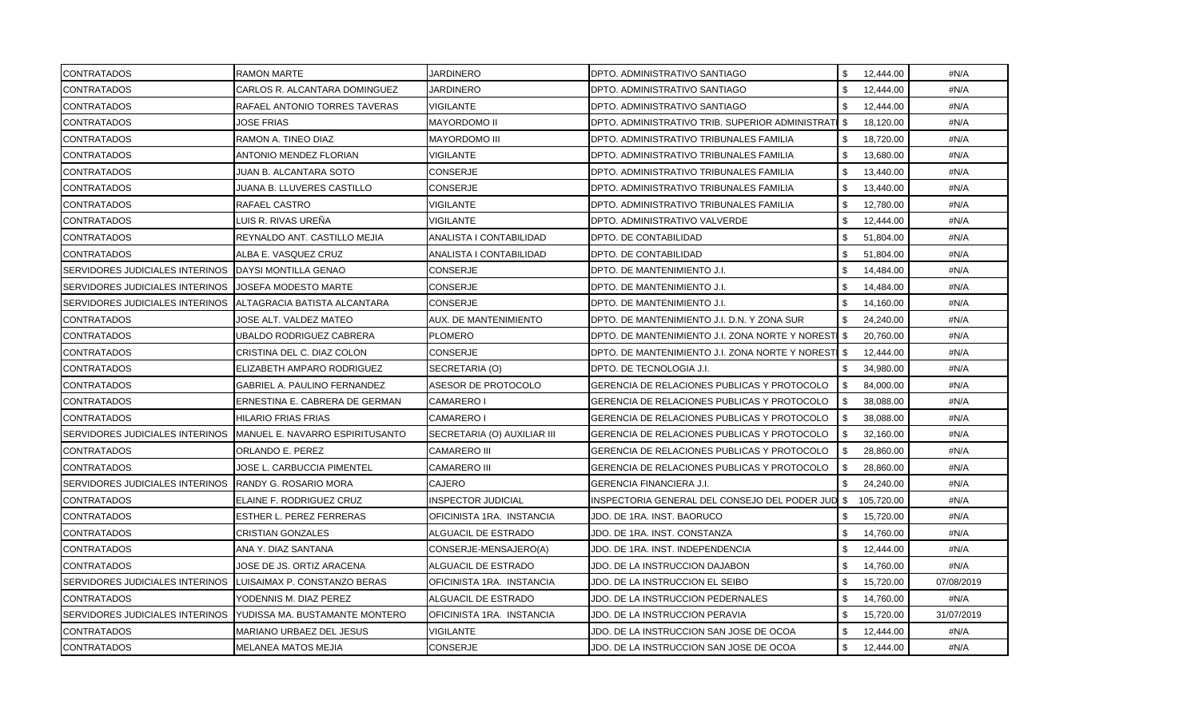| | | | | | |
|---|---|---|---|---|---|
| CONTRATADOS | RAMON MARTE | JARDINERO | DPTO. ADMINISTRATIVO SANTIAGO | $ 12,444.00 | #N/A |
| CONTRATADOS | CARLOS R. ALCANTARA DOMINGUEZ | JARDINERO | DPTO. ADMINISTRATIVO SANTIAGO | $ 12,444.00 | #N/A |
| CONTRATADOS | RAFAEL ANTONIO TORRES TAVERAS | VIGILANTE | DPTO. ADMINISTRATIVO SANTIAGO | $ 12,444.00 | #N/A |
| CONTRATADOS | JOSE FRIAS | MAYORDOMO II | DPTO. ADMINISTRATIVO TRIB. SUPERIOR ADMINISTRATI | $ 18,120.00 | #N/A |
| CONTRATADOS | RAMON A. TINEO DIAZ | MAYORDOMO III | DPTO. ADMINISTRATIVO TRIBUNALES FAMILIA | $ 18,720.00 | #N/A |
| CONTRATADOS | ANTONIO MENDEZ FLORIAN | VIGILANTE | DPTO. ADMINISTRATIVO TRIBUNALES FAMILIA | $ 13,680.00 | #N/A |
| CONTRATADOS | JUAN B. ALCANTARA SOTO | CONSERJE | DPTO. ADMINISTRATIVO TRIBUNALES FAMILIA | $ 13,440.00 | #N/A |
| CONTRATADOS | JUANA B. LLUVERES CASTILLO | CONSERJE | DPTO. ADMINISTRATIVO TRIBUNALES FAMILIA | $ 13,440.00 | #N/A |
| CONTRATADOS | RAFAEL CASTRO | VIGILANTE | DPTO. ADMINISTRATIVO TRIBUNALES FAMILIA | $ 12,780.00 | #N/A |
| CONTRATADOS | LUIS R. RIVAS UREÑA | VIGILANTE | DPTO. ADMINISTRATIVO VALVERDE | $ 12,444.00 | #N/A |
| CONTRATADOS | REYNALDO ANT. CASTILLO MEJIA | ANALISTA I CONTABILIDAD | DPTO. DE CONTABILIDAD | $ 51,804.00 | #N/A |
| CONTRATADOS | ALBA E. VASQUEZ CRUZ | ANALISTA I CONTABILIDAD | DPTO. DE CONTABILIDAD | $ 51,804.00 | #N/A |
| SERVIDORES JUDICIALES INTERINOS | DAYSI MONTILLA GENAO | CONSERJE | DPTO. DE MANTENIMIENTO J.I. | $ 14,484.00 | #N/A |
| SERVIDORES JUDICIALES INTERINOS | JOSEFA MODESTO MARTE | CONSERJE | DPTO. DE MANTENIMIENTO J.I. | $ 14,484.00 | #N/A |
| SERVIDORES JUDICIALES INTERINOS | ALTAGRACIA BATISTA ALCANTARA | CONSERJE | DPTO. DE MANTENIMIENTO J.I. | $ 14,160.00 | #N/A |
| CONTRATADOS | JOSE ALT. VALDEZ MATEO | AUX. DE MANTENIMIENTO | DPTO. DE MANTENIMIENTO J.I. D.N. Y ZONA SUR | $ 24,240.00 | #N/A |
| CONTRATADOS | UBALDO RODRIGUEZ CABRERA | PLOMERO | DPTO. DE MANTENIMIENTO J.I. ZONA NORTE Y NOREST | $ 20,760.00 | #N/A |
| CONTRATADOS | CRISTINA DEL C. DIAZ COLON | CONSERJE | DPTO. DE MANTENIMIENTO J.I. ZONA NORTE Y NOREST | $ 12,444.00 | #N/A |
| CONTRATADOS | ELIZABETH AMPARO RODRIGUEZ | SECRETARIA (O) | DPTO. DE TECNOLOGIA J.I. | $ 34,980.00 | #N/A |
| CONTRATADOS | GABRIEL A. PAULINO FERNANDEZ | ASESOR DE PROTOCOLO | GERENCIA DE RELACIONES PUBLICAS Y PROTOCOLO | $ 84,000.00 | #N/A |
| CONTRATADOS | ERNESTINA E. CABRERA DE GERMAN | CAMARERO I | GERENCIA DE RELACIONES PUBLICAS Y PROTOCOLO | $ 38,088.00 | #N/A |
| CONTRATADOS | HILARIO FRIAS FRIAS | CAMARERO I | GERENCIA DE RELACIONES PUBLICAS Y PROTOCOLO | $ 38,088.00 | #N/A |
| SERVIDORES JUDICIALES INTERINOS | MANUEL E. NAVARRO ESPIRITUSANTO | SECRETARIA (O) AUXILIAR III | GERENCIA DE RELACIONES PUBLICAS Y PROTOCOLO | $ 32,160.00 | #N/A |
| CONTRATADOS | ORLANDO E. PEREZ | CAMARERO III | GERENCIA DE RELACIONES PUBLICAS Y PROTOCOLO | $ 28,860.00 | #N/A |
| CONTRATADOS | JOSE L. CARBUCCIA PIMENTEL | CAMARERO III | GERENCIA DE RELACIONES PUBLICAS Y PROTOCOLO | $ 28,860.00 | #N/A |
| SERVIDORES JUDICIALES INTERINOS | RANDY G. ROSARIO MORA | CAJERO | GERENCIA FINANCIERA J.I. | $ 24,240.00 | #N/A |
| CONTRATADOS | ELAINE F. RODRIGUEZ CRUZ | INSPECTOR JUDICIAL | INSPECTORIA GENERAL DEL CONSEJO DEL PODER JUD | $ 105,720.00 | #N/A |
| CONTRATADOS | ESTHER L. PEREZ FERRERAS | OFICINISTA 1RA. INSTANCIA | JDO. DE 1RA. INST. BAORUCO | $ 15,720.00 | #N/A |
| CONTRATADOS | CRISTIAN GONZALES | ALGUACIL DE ESTRADO | JDO. DE 1RA. INST. CONSTANZA | $ 14,760.00 | #N/A |
| CONTRATADOS | ANA Y. DIAZ SANTANA | CONSERJE-MENSAJERO(A) | JDO. DE 1RA. INST. INDEPENDENCIA | $ 12,444.00 | #N/A |
| CONTRATADOS | JOSE DE JS. ORTIZ ARACENA | ALGUACIL DE ESTRADO | JDO. DE LA INSTRUCCION DAJABON | $ 14,760.00 | #N/A |
| SERVIDORES JUDICIALES INTERINOS | LUISAIMAX P. CONSTANZO BERAS | OFICINISTA 1RA. INSTANCIA | JDO. DE LA INSTRUCCION EL SEIBO | $ 15,720.00 | 07/08/2019 |
| CONTRATADOS | YODENNIS M. DIAZ PEREZ | ALGUACIL DE ESTRADO | JDO. DE LA INSTRUCCION PEDERNALES | $ 14,760.00 | #N/A |
| SERVIDORES JUDICIALES INTERINOS | YUDISSA MA. BUSTAMANTE MONTERO | OFICINISTA 1RA. INSTANCIA | JDO. DE LA INSTRUCCION PERAVIA | $ 15,720.00 | 31/07/2019 |
| CONTRATADOS | MARIANO URBAEZ DEL JESUS | VIGILANTE | JDO. DE LA INSTRUCCION SAN JOSE DE OCOA | $ 12,444.00 | #N/A |
| CONTRATADOS | MELANEA MATOS MEJIA | CONSERJE | JDO. DE LA INSTRUCCION SAN JOSE DE OCOA | $ 12,444.00 | #N/A |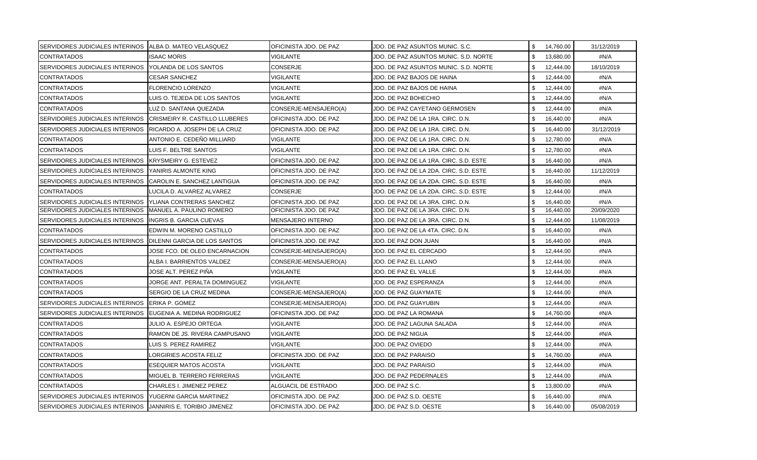| | | | | | |
|---|---|---|---|---|---|
| SERVIDORES JUDICIALES INTERINOS | ALBA D. MATEO VELASQUEZ | OFICINISTA JDO. DE PAZ | JDO. DE PAZ ASUNTOS MUNIC. S.C. | $ 14,760.00 | 31/12/2019 |
| CONTRATADOS | ISAAC MORIS | VIGILANTE | JDO. DE PAZ ASUNTOS MUNIC. S.D. NORTE | $ 13,680.00 | #N/A |
| SERVIDORES JUDICIALES INTERINOS | YOLANDA DE LOS SANTOS | CONSERJE | JDO. DE PAZ ASUNTOS MUNIC. S.D. NORTE | $ 12,444.00 | 18/10/2019 |
| CONTRATADOS | CESAR SANCHEZ | VIGILANTE | JDO. DE PAZ BAJOS DE HAINA | $ 12,444.00 | #N/A |
| CONTRATADOS | FLORENCIO LORENZO | VIGILANTE | JDO. DE PAZ BAJOS DE HAINA | $ 12,444.00 | #N/A |
| CONTRATADOS | LUIS O. TEJEDA DE LOS SANTOS | VIGILANTE | JDO. DE PAZ BOHECHIO | $ 12,444.00 | #N/A |
| CONTRATADOS | LUZ D. SANTANA QUEZADA | CONSERJE-MENSAJERO(A) | JDO. DE PAZ CAYETANO GERMOSEN | $ 12,444.00 | #N/A |
| SERVIDORES JUDICIALES INTERINOS | CRISMEIRY R. CASTILLO LLUBERES | OFICINISTA JDO. DE PAZ | JDO. DE PAZ DE LA 1RA. CIRC. D.N. | $ 16,440.00 | #N/A |
| SERVIDORES JUDICIALES INTERINOS | RICARDO A. JOSEPH DE LA CRUZ | OFICINISTA JDO. DE PAZ | JDO. DE PAZ DE LA 1RA. CIRC. D.N. | $ 16,440.00 | 31/12/2019 |
| CONTRATADOS | ANTONIO E. CEDEÑO MILLIARD | VIGILANTE | JDO. DE PAZ DE LA 1RA. CIRC. D.N. | $ 12,780.00 | #N/A |
| CONTRATADOS | LUIS F. BELTRE SANTOS | VIGILANTE | JDO. DE PAZ DE LA 1RA. CIRC. D.N. | $ 12,780.00 | #N/A |
| SERVIDORES JUDICIALES INTERINOS | KRYSMEIRY G. ESTEVEZ | OFICINISTA JDO. DE PAZ | JDO. DE PAZ DE LA 1RA. CIRC. S.D. ESTE | $ 16,440.00 | #N/A |
| SERVIDORES JUDICIALES INTERINOS | YANIRIS ALMONTE KING | OFICINISTA JDO. DE PAZ | JDO. DE PAZ DE LA 2DA. CIRC. S.D. ESTE | $ 16,440.00 | 11/12/2019 |
| SERVIDORES JUDICIALES INTERINOS | CAROLIN E. SANCHEZ LANTIGUA | OFICINISTA JDO. DE PAZ | JDO. DE PAZ DE LA 2DA. CIRC. S.D. ESTE | $ 16,440.00 | #N/A |
| CONTRATADOS | LUCILA D. ALVAREZ ALVAREZ | CONSERJE | JDO. DE PAZ DE LA 2DA. CIRC. S.D. ESTE | $ 12,444.00 | #N/A |
| SERVIDORES JUDICIALES INTERINOS | YLIANA CONTRERAS SANCHEZ | OFICINISTA JDO. DE PAZ | JDO. DE PAZ DE LA 3RA. CIRC. D.N. | $ 16,440.00 | #N/A |
| SERVIDORES JUDICIALES INTERINOS | MANUEL A. PAULINO ROMERO | OFICINISTA JDO. DE PAZ | JDO. DE PAZ DE LA 3RA. CIRC. D.N. | $ 16,440.00 | 20/09/2020 |
| SERVIDORES JUDICIALES INTERINOS | INGRIS B. GARCIA CUEVAS | MENSAJERO INTERNO | JDO. DE PAZ DE LA 3RA. CIRC. D.N. | $ 12,444.00 | 11/08/2019 |
| CONTRATADOS | EDWIN M. MORENO CASTILLO | OFICINISTA JDO. DE PAZ | JDO. DE PAZ DE LA 4TA. CIRC. D.N. | $ 16,440.00 | #N/A |
| SERVIDORES JUDICIALES INTERINOS | DILENNI GARCIA DE LOS SANTOS | OFICINISTA JDO. DE PAZ | JDO. DE PAZ DON JUAN | $ 16,440.00 | #N/A |
| CONTRATADOS | JOSE FCO. DE OLEO ENCARNACION | CONSERJE-MENSAJERO(A) | JDO. DE PAZ EL CERCADO | $ 12,444.00 | #N/A |
| CONTRATADOS | ALBA I. BARRIENTOS VALDEZ | CONSERJE-MENSAJERO(A) | JDO. DE PAZ EL LLANO | $ 12,444.00 | #N/A |
| CONTRATADOS | JOSE ALT. PEREZ PIÑA | VIGILANTE | JDO. DE PAZ EL VALLE | $ 12,444.00 | #N/A |
| CONTRATADOS | JORGE ANT. PERALTA DOMINGUEZ | VIGILANTE | JDO. DE PAZ ESPERANZA | $ 12,444.00 | #N/A |
| CONTRATADOS | SERGIO DE LA CRUZ MEDINA | CONSERJE-MENSAJERO(A) | JDO. DE PAZ GUAYMATE | $ 12,444.00 | #N/A |
| SERVIDORES JUDICIALES INTERINOS | ERIKA P. GOMEZ | CONSERJE-MENSAJERO(A) | JDO. DE PAZ GUAYUBIN | $ 12,444.00 | #N/A |
| SERVIDORES JUDICIALES INTERINOS | EUGENIA A. MEDINA RODRIGUEZ | OFICINISTA JDO. DE PAZ | JDO. DE PAZ LA ROMANA | $ 14,760.00 | #N/A |
| CONTRATADOS | JULIO A. ESPEJO ORTEGA | VIGILANTE | JDO. DE PAZ LAGUNA SALADA | $ 12,444.00 | #N/A |
| CONTRATADOS | RAMON DE JS. RIVERA CAMPUSANO | VIGILANTE | JDO. DE PAZ NIGUA | $ 12,444.00 | #N/A |
| CONTRATADOS | LUIS S. PEREZ RAMIREZ | VIGILANTE | JDO. DE PAZ OVIEDO | $ 12,444.00 | #N/A |
| CONTRATADOS | LORGIRIES ACOSTA FELIZ | OFICINISTA JDO. DE PAZ | JDO. DE PAZ PARAISO | $ 14,760.00 | #N/A |
| CONTRATADOS | ESEQUIER MATOS ACOSTA | VIGILANTE | JDO. DE PAZ PARAISO | $ 12,444.00 | #N/A |
| CONTRATADOS | MIGUEL B. TERRERO FERRERAS | VIGILANTE | JDO. DE PAZ PEDERNALES | $ 12,444.00 | #N/A |
| CONTRATADOS | CHARLES I. JIMENEZ PEREZ | ALGUACIL DE ESTRADO | JDO. DE PAZ S.C. | $ 13,800.00 | #N/A |
| SERVIDORES JUDICIALES INTERINOS | YUGERNI GARCIA MARTINEZ | OFICINISTA JDO. DE PAZ | JDO. DE PAZ S.D. OESTE | $ 16,440.00 | #N/A |
| SERVIDORES JUDICIALES INTERINOS | JANNIRIS E. TORIBIO JIMENEZ | OFICINISTA JDO. DE PAZ | JDO. DE PAZ S.D. OESTE | $ 16,440.00 | 05/08/2019 |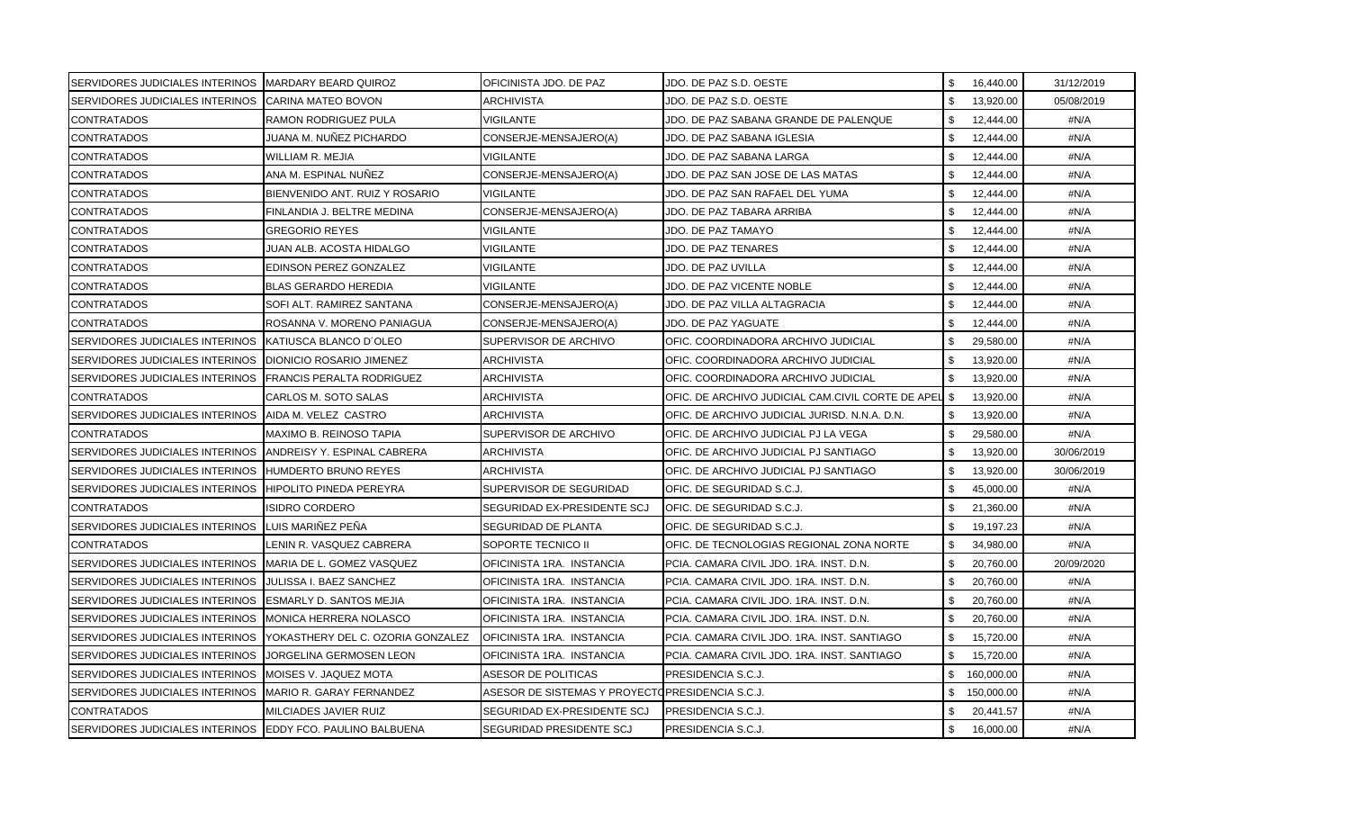| | | | | | |
|---|---|---|---|---|---|
| SERVIDORES JUDICIALES INTERINOS | MARDARY BEARD QUIROZ | OFICINISTA JDO. DE PAZ | JDO. DE PAZ S.D. OESTE | $ 16,440.00 | 31/12/2019 |
| SERVIDORES JUDICIALES INTERINOS | CARINA MATEO BOVON | ARCHIVISTA | JDO. DE PAZ S.D. OESTE | $ 13,920.00 | 05/08/2019 |
| CONTRATADOS | RAMON RODRIGUEZ PULA | VIGILANTE | JDO. DE PAZ SABANA GRANDE DE PALENQUE | $ 12,444.00 | #N/A |
| CONTRATADOS | JUANA M. NUÑEZ PICHARDO | CONSERJE-MENSAJERO(A) | JDO. DE PAZ SABANA IGLESIA | $ 12,444.00 | #N/A |
| CONTRATADOS | WILLIAM R. MEJIA | VIGILANTE | JDO. DE PAZ SABANA LARGA | $ 12,444.00 | #N/A |
| CONTRATADOS | ANA M. ESPINAL NUÑEZ | CONSERJE-MENSAJERO(A) | JDO. DE PAZ SAN JOSE DE LAS MATAS | $ 12,444.00 | #N/A |
| CONTRATADOS | BIENVENIDO ANT. RUIZ Y ROSARIO | VIGILANTE | JDO. DE PAZ SAN RAFAEL DEL YUMA | $ 12,444.00 | #N/A |
| CONTRATADOS | FINLANDIA J. BELTRE MEDINA | CONSERJE-MENSAJERO(A) | JDO. DE PAZ TABARA ARRIBA | $ 12,444.00 | #N/A |
| CONTRATADOS | GREGORIO REYES | VIGILANTE | JDO. DE PAZ TAMAYO | $ 12,444.00 | #N/A |
| CONTRATADOS | JUAN ALB. ACOSTA HIDALGO | VIGILANTE | JDO. DE PAZ TENARES | $ 12,444.00 | #N/A |
| CONTRATADOS | EDINSON PEREZ GONZALEZ | VIGILANTE | JDO. DE PAZ UVILLA | $ 12,444.00 | #N/A |
| CONTRATADOS | BLAS GERARDO HEREDIA | VIGILANTE | JDO. DE PAZ VICENTE NOBLE | $ 12,444.00 | #N/A |
| CONTRATADOS | SOFI ALT. RAMIREZ SANTANA | CONSERJE-MENSAJERO(A) | JDO. DE PAZ VILLA ALTAGRACIA | $ 12,444.00 | #N/A |
| CONTRATADOS | ROSANNA V. MORENO PANIAGUA | CONSERJE-MENSAJERO(A) | JDO. DE PAZ YAGUATE | $ 12,444.00 | #N/A |
| SERVIDORES JUDICIALES INTERINOS | KATIUSCA BLANCO D´OLEO | SUPERVISOR DE ARCHIVO | OFIC. COORDINADORA ARCHIVO JUDICIAL | $ 29,580.00 | #N/A |
| SERVIDORES JUDICIALES INTERINOS | DIONICIO ROSARIO JIMENEZ | ARCHIVISTA | OFIC. COORDINADORA ARCHIVO JUDICIAL | $ 13,920.00 | #N/A |
| SERVIDORES JUDICIALES INTERINOS | FRANCIS PERALTA RODRIGUEZ | ARCHIVISTA | OFIC. COORDINADORA ARCHIVO JUDICIAL | $ 13,920.00 | #N/A |
| CONTRATADOS | CARLOS M. SOTO SALAS | ARCHIVISTA | OFIC. DE ARCHIVO JUDICIAL CAM.CIVIL CORTE DE APEL | $ 13,920.00 | #N/A |
| SERVIDORES JUDICIALES INTERINOS | AIDA M. VELEZ CASTRO | ARCHIVISTA | OFIC. DE ARCHIVO JUDICIAL JURISD. N.N.A. D.N. | $ 13,920.00 | #N/A |
| CONTRATADOS | MAXIMO B. REINOSO TAPIA | SUPERVISOR DE ARCHIVO | OFIC. DE ARCHIVO JUDICIAL PJ LA VEGA | $ 29,580.00 | #N/A |
| SERVIDORES JUDICIALES INTERINOS | ANDREISY Y. ESPINAL CABRERA | ARCHIVISTA | OFIC. DE ARCHIVO JUDICIAL PJ SANTIAGO | $ 13,920.00 | 30/06/2019 |
| SERVIDORES JUDICIALES INTERINOS | HUMDERTO BRUNO REYES | ARCHIVISTA | OFIC. DE ARCHIVO JUDICIAL PJ SANTIAGO | $ 13,920.00 | 30/06/2019 |
| SERVIDORES JUDICIALES INTERINOS | HIPOLITO PINEDA PEREYRA | SUPERVISOR DE SEGURIDAD | OFIC. DE SEGURIDAD S.C.J. | $ 45,000.00 | #N/A |
| CONTRATADOS | ISIDRO CORDERO | SEGURIDAD EX-PRESIDENTE SCJ | OFIC. DE SEGURIDAD S.C.J. | $ 21,360.00 | #N/A |
| SERVIDORES JUDICIALES INTERINOS | LUIS MARIÑEZ PEÑA | SEGURIDAD DE PLANTA | OFIC. DE SEGURIDAD S.C.J. | $ 19,197.23 | #N/A |
| CONTRATADOS | LENIN R. VASQUEZ CABRERA | SOPORTE TECNICO II | OFIC. DE TECNOLOGIAS REGIONAL ZONA NORTE | $ 34,980.00 | #N/A |
| SERVIDORES JUDICIALES INTERINOS | MARIA DE L. GOMEZ VASQUEZ | OFICINISTA 1RA. INSTANCIA | PCIA. CAMARA CIVIL JDO. 1RA. INST. D.N. | $ 20,760.00 | 20/09/2020 |
| SERVIDORES JUDICIALES INTERINOS | JULISSA I. BAEZ SANCHEZ | OFICINISTA 1RA. INSTANCIA | PCIA. CAMARA CIVIL JDO. 1RA. INST. D.N. | $ 20,760.00 | #N/A |
| SERVIDORES JUDICIALES INTERINOS | ESMARLY D. SANTOS MEJIA | OFICINISTA 1RA. INSTANCIA | PCIA. CAMARA CIVIL JDO. 1RA. INST. D.N. | $ 20,760.00 | #N/A |
| SERVIDORES JUDICIALES INTERINOS | MONICA HERRERA NOLASCO | OFICINISTA 1RA. INSTANCIA | PCIA. CAMARA CIVIL JDO. 1RA. INST. D.N. | $ 20,760.00 | #N/A |
| SERVIDORES JUDICIALES INTERINOS | YOKASTHERY DEL C. OZORIA GONZALEZ | OFICINISTA 1RA. INSTANCIA | PCIA. CAMARA CIVIL JDO. 1RA. INST. SANTIAGO | $ 15,720.00 | #N/A |
| SERVIDORES JUDICIALES INTERINOS | JORGELINA GERMOSEN LEON | OFICINISTA 1RA. INSTANCIA | PCIA. CAMARA CIVIL JDO. 1RA. INST. SANTIAGO | $ 15,720.00 | #N/A |
| SERVIDORES JUDICIALES INTERINOS | MOISES V. JAQUEZ MOTA | ASESOR DE POLITICAS | PRESIDENCIA S.C.J. | $ 160,000.00 | #N/A |
| SERVIDORES JUDICIALES INTERINOS | MARIO R. GARAY FERNANDEZ | ASESOR DE SISTEMAS Y PROYECTO | PRESIDENCIA S.C.J. | $ 150,000.00 | #N/A |
| CONTRATADOS | MILCIADES JAVIER RUIZ | SEGURIDAD EX-PRESIDENTE SCJ | PRESIDENCIA S.C.J. | $ 20,441.57 | #N/A |
| SERVIDORES JUDICIALES INTERINOS | EDDY FCO. PAULINO BALBUENA | SEGURIDAD PRESIDENTE SCJ | PRESIDENCIA S.C.J. | $ 16,000.00 | #N/A |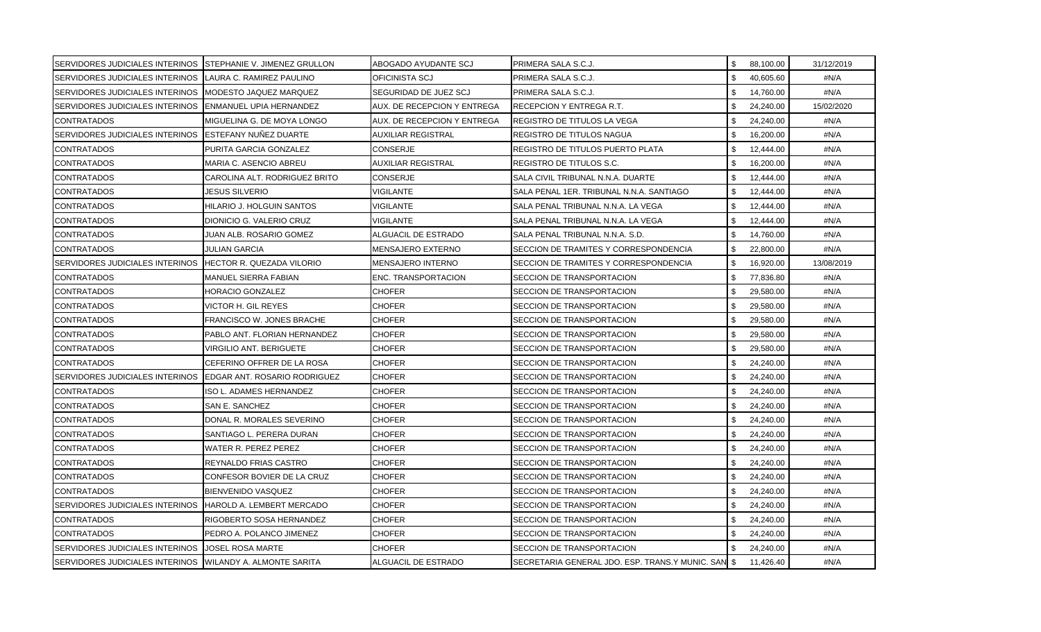| | | | | | |
|---|---|---|---|---|---|
| SERVIDORES JUDICIALES INTERINOS | STEPHANIE V. JIMENEZ GRULLON | ABOGADO AYUDANTE SCJ | PRIMERA SALA S.C.J. | $ 88,100.00 | 31/12/2019 |
| SERVIDORES JUDICIALES INTERINOS | LAURA C. RAMIREZ PAULINO | OFICINISTA SCJ | PRIMERA SALA S.C.J. | $ 40,605.60 | #N/A |
| SERVIDORES JUDICIALES INTERINOS | MODESTO JAQUEZ MARQUEZ | SEGURIDAD DE JUEZ SCJ | PRIMERA SALA S.C.J. | $ 14,760.00 | #N/A |
| SERVIDORES JUDICIALES INTERINOS | ENMANUEL UPIA HERNANDEZ | AUX. DE RECEPCION Y ENTREGA | RECEPCION Y ENTREGA R.T. | $ 24,240.00 | 15/02/2020 |
| CONTRATADOS | MIGUELINA G. DE MOYA LONGO | AUX. DE RECEPCION Y ENTREGA | REGISTRO DE TITULOS LA VEGA | $ 24,240.00 | #N/A |
| SERVIDORES JUDICIALES INTERINOS | ESTEFANY NUÑEZ DUARTE | AUXILIAR REGISTRAL | REGISTRO DE TITULOS NAGUA | $ 16,200.00 | #N/A |
| CONTRATADOS | PURITA GARCIA GONZALEZ | CONSERJE | REGISTRO DE TITULOS PUERTO PLATA | $ 12,444.00 | #N/A |
| CONTRATADOS | MARIA C. ASENCIO ABREU | AUXILIAR REGISTRAL | REGISTRO DE TITULOS S.C. | $ 16,200.00 | #N/A |
| CONTRATADOS | CAROLINA ALT. RODRIGUEZ BRITO | CONSERJE | SALA CIVIL TRIBUNAL N.N.A. DUARTE | $ 12,444.00 | #N/A |
| CONTRATADOS | JESUS SILVERIO | VIGILANTE | SALA PENAL 1ER. TRIBUNAL N.N.A. SANTIAGO | $ 12,444.00 | #N/A |
| CONTRATADOS | HILARIO J. HOLGUIN SANTOS | VIGILANTE | SALA PENAL TRIBUNAL N.N.A. LA VEGA | $ 12,444.00 | #N/A |
| CONTRATADOS | DIONICIO G. VALERIO CRUZ | VIGILANTE | SALA PENAL TRIBUNAL N.N.A. LA VEGA | $ 12,444.00 | #N/A |
| CONTRATADOS | JUAN ALB. ROSARIO GOMEZ | ALGUACIL DE ESTRADO | SALA PENAL TRIBUNAL N.N.A. S.D. | $ 14,760.00 | #N/A |
| CONTRATADOS | JULIAN GARCIA | MENSAJERO EXTERNO | SECCION DE TRAMITES Y CORRESPONDENCIA | $ 22,800.00 | #N/A |
| SERVIDORES JUDICIALES INTERINOS | HECTOR R. QUEZADA VILORIO | MENSAJERO INTERNO | SECCION DE TRAMITES Y CORRESPONDENCIA | $ 16,920.00 | 13/08/2019 |
| CONTRATADOS | MANUEL SIERRA FABIAN | ENC. TRANSPORTACION | SECCION DE TRANSPORTACION | $ 77,836.80 | #N/A |
| CONTRATADOS | HORACIO GONZALEZ | CHOFER | SECCION DE TRANSPORTACION | $ 29,580.00 | #N/A |
| CONTRATADOS | VICTOR H. GIL REYES | CHOFER | SECCION DE TRANSPORTACION | $ 29,580.00 | #N/A |
| CONTRATADOS | FRANCISCO W. JONES BRACHE | CHOFER | SECCION DE TRANSPORTACION | $ 29,580.00 | #N/A |
| CONTRATADOS | PABLO ANT. FLORIAN HERNANDEZ | CHOFER | SECCION DE TRANSPORTACION | $ 29,580.00 | #N/A |
| CONTRATADOS | VIRGILIO ANT. BERIGUETE | CHOFER | SECCION DE TRANSPORTACION | $ 29,580.00 | #N/A |
| CONTRATADOS | CEFERINO OFFRER DE LA ROSA | CHOFER | SECCION DE TRANSPORTACION | $ 24,240.00 | #N/A |
| SERVIDORES JUDICIALES INTERINOS | EDGAR ANT. ROSARIO RODRIGUEZ | CHOFER | SECCION DE TRANSPORTACION | $ 24,240.00 | #N/A |
| CONTRATADOS | ISO L. ADAMES HERNANDEZ | CHOFER | SECCION DE TRANSPORTACION | $ 24,240.00 | #N/A |
| CONTRATADOS | SAN E. SANCHEZ | CHOFER | SECCION DE TRANSPORTACION | $ 24,240.00 | #N/A |
| CONTRATADOS | DONAL R. MORALES SEVERINO | CHOFER | SECCION DE TRANSPORTACION | $ 24,240.00 | #N/A |
| CONTRATADOS | SANTIAGO L. PERERA DURAN | CHOFER | SECCION DE TRANSPORTACION | $ 24,240.00 | #N/A |
| CONTRATADOS | WATER R. PEREZ PEREZ | CHOFER | SECCION DE TRANSPORTACION | $ 24,240.00 | #N/A |
| CONTRATADOS | REYNALDO FRIAS CASTRO | CHOFER | SECCION DE TRANSPORTACION | $ 24,240.00 | #N/A |
| CONTRATADOS | CONFESOR BOVIER DE LA CRUZ | CHOFER | SECCION DE TRANSPORTACION | $ 24,240.00 | #N/A |
| CONTRATADOS | BIENVENIDO VASQUEZ | CHOFER | SECCION DE TRANSPORTACION | $ 24,240.00 | #N/A |
| SERVIDORES JUDICIALES INTERINOS | HAROLD A. LEMBERT MERCADO | CHOFER | SECCION DE TRANSPORTACION | $ 24,240.00 | #N/A |
| CONTRATADOS | RIGOBERTO SOSA HERNANDEZ | CHOFER | SECCION DE TRANSPORTACION | $ 24,240.00 | #N/A |
| CONTRATADOS | PEDRO A. POLANCO JIMENEZ | CHOFER | SECCION DE TRANSPORTACION | $ 24,240.00 | #N/A |
| SERVIDORES JUDICIALES INTERINOS | JOSEL ROSA MARTE | CHOFER | SECCION DE TRANSPORTACION | $ 24,240.00 | #N/A |
| SERVIDORES JUDICIALES INTERINOS | WILANDY A. ALMONTE SARITA | ALGUACIL DE ESTRADO | SECRETARIA GENERAL JDO. ESP. TRANS.Y MUNIC. SAN | $ 11,426.40 | #N/A |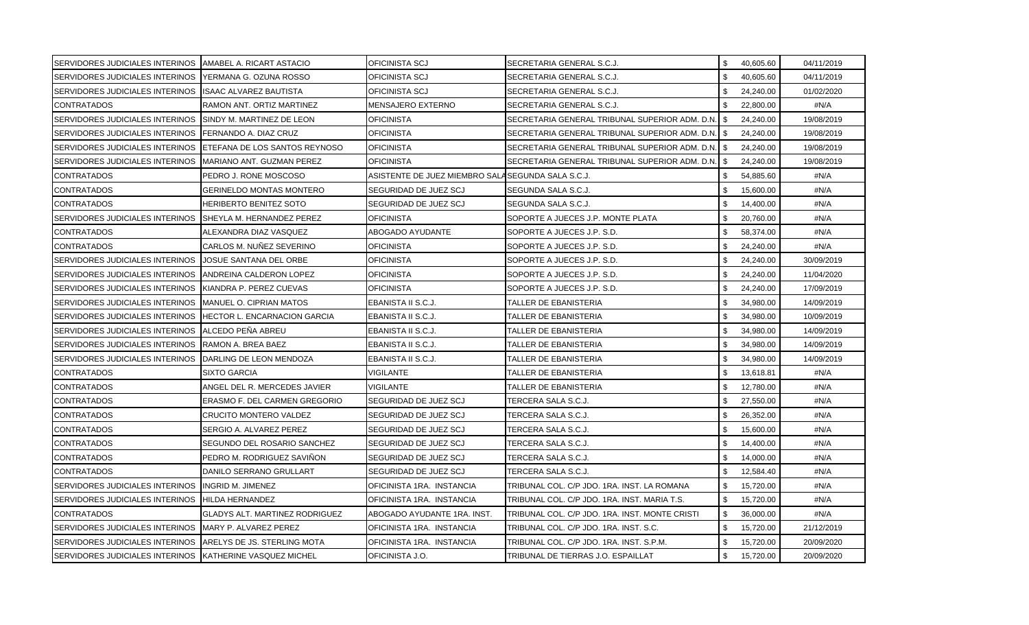| | | | | | |
|---|---|---|---|---|---|
| SERVIDORES JUDICIALES INTERINOS | AMABEL A. RICART ASTACIO | OFICINISTA SCJ | SECRETARIA GENERAL S.C.J. | $ 40,605.60 | 04/11/2019 |
| SERVIDORES JUDICIALES INTERINOS | YERMANA G. OZUNA ROSSO | OFICINISTA SCJ | SECRETARIA GENERAL S.C.J. | $ 40,605.60 | 04/11/2019 |
| SERVIDORES JUDICIALES INTERINOS | ISAAC ALVAREZ BAUTISTA | OFICINISTA SCJ | SECRETARIA GENERAL S.C.J. | $ 24,240.00 | 01/02/2020 |
| CONTRATADOS | RAMON ANT. ORTIZ MARTINEZ | MENSAJERO EXTERNO | SECRETARIA GENERAL S.C.J. | $ 22,800.00 | #N/A |
| SERVIDORES JUDICIALES INTERINOS | SINDY M. MARTINEZ DE LEON | OFICINISTA | SECRETARIA GENERAL TRIBUNAL SUPERIOR ADM. D.N. | $ 24,240.00 | 19/08/2019 |
| SERVIDORES JUDICIALES INTERINOS | FERNANDO A. DIAZ CRUZ | OFICINISTA | SECRETARIA GENERAL TRIBUNAL SUPERIOR ADM. D.N. | $ 24,240.00 | 19/08/2019 |
| SERVIDORES JUDICIALES INTERINOS | ETEFANA DE LOS SANTOS REYNOSO | OFICINISTA | SECRETARIA GENERAL TRIBUNAL SUPERIOR ADM. D.N. | $ 24,240.00 | 19/08/2019 |
| SERVIDORES JUDICIALES INTERINOS | MARIANO ANT. GUZMAN PEREZ | OFICINISTA | SECRETARIA GENERAL TRIBUNAL SUPERIOR ADM. D.N. | $ 24,240.00 | 19/08/2019 |
| CONTRATADOS | PEDRO J. RONE MOSCOSO | ASISTENTE DE JUEZ MIEMBRO SALA | SEGUNDA SALA S.C.J. | $ 54,885.60 | #N/A |
| CONTRATADOS | GERINELDO MONTAS MONTERO | SEGURIDAD DE JUEZ SCJ | SEGUNDA SALA S.C.J. | $ 15,600.00 | #N/A |
| CONTRATADOS | HERIBERTO BENITEZ SOTO | SEGURIDAD DE JUEZ SCJ | SEGUNDA SALA S.C.J. | $ 14,400.00 | #N/A |
| SERVIDORES JUDICIALES INTERINOS | SHEYLA M. HERNANDEZ PEREZ | OFICINISTA | SOPORTE A JUECES J.P. MONTE PLATA | $ 20,760.00 | #N/A |
| CONTRATADOS | ALEXANDRA DIAZ VASQUEZ | ABOGADO AYUDANTE | SOPORTE A JUECES J.P. S.D. | $ 58,374.00 | #N/A |
| CONTRATADOS | CARLOS M. NUÑEZ SEVERINO | OFICINISTA | SOPORTE A JUECES J.P. S.D. | $ 24,240.00 | #N/A |
| SERVIDORES JUDICIALES INTERINOS | JOSUE SANTANA DEL ORBE | OFICINISTA | SOPORTE A JUECES J.P. S.D. | $ 24,240.00 | 30/09/2019 |
| SERVIDORES JUDICIALES INTERINOS | ANDREINA CALDERON LOPEZ | OFICINISTA | SOPORTE A JUECES J.P. S.D. | $ 24,240.00 | 11/04/2020 |
| SERVIDORES JUDICIALES INTERINOS | KIANDRA P. PEREZ CUEVAS | OFICINISTA | SOPORTE A JUECES J.P. S.D. | $ 24,240.00 | 17/09/2019 |
| SERVIDORES JUDICIALES INTERINOS | MANUEL O. CIPRIAN MATOS | EBANISTA II S.C.J. | TALLER DE EBANISTERIA | $ 34,980.00 | 14/09/2019 |
| SERVIDORES JUDICIALES INTERINOS | HECTOR L. ENCARNACION GARCIA | EBANISTA II S.C.J. | TALLER DE EBANISTERIA | $ 34,980.00 | 10/09/2019 |
| SERVIDORES JUDICIALES INTERINOS | ALCEDO PEÑA ABREU | EBANISTA II S.C.J. | TALLER DE EBANISTERIA | $ 34,980.00 | 14/09/2019 |
| SERVIDORES JUDICIALES INTERINOS | RAMON A. BREA BAEZ | EBANISTA II S.C.J. | TALLER DE EBANISTERIA | $ 34,980.00 | 14/09/2019 |
| SERVIDORES JUDICIALES INTERINOS | DARLING DE LEON MENDOZA | EBANISTA II S.C.J. | TALLER DE EBANISTERIA | $ 34,980.00 | 14/09/2019 |
| CONTRATADOS | SIXTO GARCIA | VIGILANTE | TALLER DE EBANISTERIA | $ 13,618.81 | #N/A |
| CONTRATADOS | ANGEL DEL R. MERCEDES JAVIER | VIGILANTE | TALLER DE EBANISTERIA | $ 12,780.00 | #N/A |
| CONTRATADOS | ERASMO F. DEL CARMEN GREGORIO | SEGURIDAD DE JUEZ SCJ | TERCERA SALA S.C.J. | $ 27,550.00 | #N/A |
| CONTRATADOS | CRUCITO MONTERO VALDEZ | SEGURIDAD DE JUEZ SCJ | TERCERA SALA S.C.J. | $ 26,352.00 | #N/A |
| CONTRATADOS | SERGIO A. ALVAREZ PEREZ | SEGURIDAD DE JUEZ SCJ | TERCERA SALA S.C.J. | $ 15,600.00 | #N/A |
| CONTRATADOS | SEGUNDO DEL ROSARIO SANCHEZ | SEGURIDAD DE JUEZ SCJ | TERCERA SALA S.C.J. | $ 14,400.00 | #N/A |
| CONTRATADOS | PEDRO M. RODRIGUEZ SAVIÑON | SEGURIDAD DE JUEZ SCJ | TERCERA SALA S.C.J. | $ 14,000.00 | #N/A |
| CONTRATADOS | DANILO SERRANO GRULLART | SEGURIDAD DE JUEZ SCJ | TERCERA SALA S.C.J. | $ 12,584.40 | #N/A |
| SERVIDORES JUDICIALES INTERINOS | INGRID M. JIMENEZ | OFICINISTA 1RA. INSTANCIA | TRIBUNAL COL. C/P JDO. 1RA. INST. LA ROMANA | $ 15,720.00 | #N/A |
| SERVIDORES JUDICIALES INTERINOS | HILDA HERNANDEZ | OFICINISTA 1RA. INSTANCIA | TRIBUNAL COL. C/P JDO. 1RA. INST. MARIA T.S. | $ 15,720.00 | #N/A |
| CONTRATADOS | GLADYS ALT. MARTINEZ RODRIGUEZ | ABOGADO AYUDANTE 1RA. INST. | TRIBUNAL COL. C/P JDO. 1RA. INST. MONTE CRISTI | $ 36,000.00 | #N/A |
| SERVIDORES JUDICIALES INTERINOS | MARY P. ALVAREZ PEREZ | OFICINISTA 1RA. INSTANCIA | TRIBUNAL COL. C/P JDO. 1RA. INST. S.C. | $ 15,720.00 | 21/12/2019 |
| SERVIDORES JUDICIALES INTERINOS | ARELYS DE JS. STERLING MOTA | OFICINISTA 1RA. INSTANCIA | TRIBUNAL COL. C/P JDO. 1RA. INST. S.P.M. | $ 15,720.00 | 20/09/2020 |
| SERVIDORES JUDICIALES INTERINOS | KATHERINE VASQUEZ MICHEL | OFICINISTA J.O. | TRIBUNAL DE TIERRAS J.O. ESPAILLAT | $ 15,720.00 | 20/09/2020 |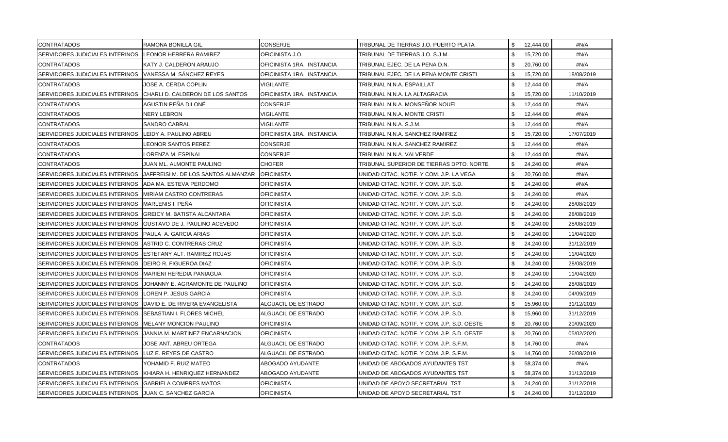| | | | | | |
|---|---|---|---|---|---|
| CONTRATADOS | RAMONA BONILLA GIL | CONSERJE | TRIBUNAL DE TIERRAS J.O. PUERTO PLATA | $ 12,444.00 | #N/A |
| SERVIDORES JUDICIALES INTERINOS | LEONOR HERRERA RAMIREZ | OFICINISTA J.O. | TRIBUNAL DE TIERRAS J.O. S.J.M. | $ 15,720.00 | #N/A |
| CONTRATADOS | KATY J. CALDERON ARAUJO | OFICINISTA 1RA. INSTANCIA | TRIBUNAL EJEC. DE LA PENA D.N. | $ 20,760.00 | #N/A |
| SERVIDORES JUDICIALES INTERINOS | VANESSA M. SÁNCHEZ REYES | OFICINISTA 1RA. INSTANCIA | TRIBUNAL EJEC. DE LA PENA MONTE CRISTI | $ 15,720.00 | 18/08/2019 |
| CONTRATADOS | JOSE A. CERDA COPLIN | VIGILANTE | TRIBUNAL N.N.A. ESPAILLAT | $ 12,444.00 | #N/A |
| SERVIDORES JUDICIALES INTERINOS | CHARLI D. CALDERON DE LOS SANTOS | OFICINISTA 1RA. INSTANCIA | TRIBUNAL N.N.A. LA ALTAGRACIA | $ 15,720.00 | 11/10/2019 |
| CONTRATADOS | AGUSTIN PEÑA DILONÉ | CONSERJE | TRIBUNAL N.N.A. MONSEÑOR NOUEL | $ 12,444.00 | #N/A |
| CONTRATADOS | NERY LEBRON | VIGILANTE | TRIBUNAL N.N.A. MONTE CRISTI | $ 12,444.00 | #N/A |
| CONTRATADOS | SANDRO CABRAL | VIGILANTE | TRIBUNAL N.N.A. S.J.M. | $ 12,444.00 | #N/A |
| SERVIDORES JUDICIALES INTERINOS | LEIDY A. PAULINO ABREU | OFICINISTA 1RA. INSTANCIA | TRIBUNAL N.N.A. SANCHEZ RAMIREZ | $ 15,720.00 | 17/07/2019 |
| CONTRATADOS | LEONOR SANTOS PEREZ | CONSERJE | TRIBUNAL N.N.A. SANCHEZ RAMIREZ | $ 12,444.00 | #N/A |
| CONTRATADOS | LORENZA M. ESPINAL | CONSERJE | TRIBUNAL N.N.A. VALVERDE | $ 12,444.00 | #N/A |
| CONTRATADOS | JUAN ML. ALMONTE PAULINO | CHOFER | TRIBUNAL SUPERIOR DE TIERRAS DPTO. NORTE | $ 24,240.00 | #N/A |
| SERVIDORES JUDICIALES INTERINOS | JAFFREISI M. DE LOS SANTOS ALMANZAR | OFICINISTA | UNIDAD CITAC. NOTIF. Y COM. J.P. LA VEGA | $ 20,760.00 | #N/A |
| SERVIDORES JUDICIALES INTERINOS | ADA MA. ESTEVA PERDOMO | OFICINISTA | UNIDAD CITAC. NOTIF. Y COM. J.P. S.D. | $ 24,240.00 | #N/A |
| SERVIDORES JUDICIALES INTERINOS | MIRIAM CASTRO CONTRERAS | OFICINISTA | UNIDAD CITAC. NOTIF. Y COM. J.P. S.D. | $ 24,240.00 | #N/A |
| SERVIDORES JUDICIALES INTERINOS | MARLENIS I. PEÑA | OFICINISTA | UNIDAD CITAC. NOTIF. Y COM. J.P. S.D. | $ 24,240.00 | 28/08/2019 |
| SERVIDORES JUDICIALES INTERINOS | GREICY M. BATISTA ALCANTARA | OFICINISTA | UNIDAD CITAC. NOTIF. Y COM. J.P. S.D. | $ 24,240.00 | 28/08/2019 |
| SERVIDORES JUDICIALES INTERINOS | GUSTAVO DE J. PAULINO ACEVEDO | OFICINISTA | UNIDAD CITAC. NOTIF. Y COM. J.P. S.D. | $ 24,240.00 | 28/08/2019 |
| SERVIDORES JUDICIALES INTERINOS | PAULA A. GARCIA ARIAS | OFICINISTA | UNIDAD CITAC. NOTIF. Y COM. J.P. S.D. | $ 24,240.00 | 11/04/2020 |
| SERVIDORES JUDICIALES INTERINOS | ASTRID C. CONTRERAS CRUZ | OFICINISTA | UNIDAD CITAC. NOTIF. Y COM. J.P. S.D. | $ 24,240.00 | 31/12/2019 |
| SERVIDORES JUDICIALES INTERINOS | ESTEFANY ALT. RAMIREZ ROJAS | OFICINISTA | UNIDAD CITAC. NOTIF. Y COM. J.P. S.D. | $ 24,240.00 | 11/04/2020 |
| SERVIDORES JUDICIALES INTERINOS | DEIRO R. FIGUEROA DIAZ | OFICINISTA | UNIDAD CITAC. NOTIF. Y COM. J.P. S.D. | $ 24,240.00 | 28/08/2019 |
| SERVIDORES JUDICIALES INTERINOS | MARIENI HEREDIA PANIAGUA | OFICINISTA | UNIDAD CITAC. NOTIF. Y COM. J.P. S.D. | $ 24,240.00 | 11/04/2020 |
| SERVIDORES JUDICIALES INTERINOS | JOHANNY E. AGRAMONTE DE PAULINO | OFICINISTA | UNIDAD CITAC. NOTIF. Y COM. J.P. S.D. | $ 24,240.00 | 28/08/2019 |
| SERVIDORES JUDICIALES INTERINOS | LOREN P. JESUS GARCIA | OFICINISTA | UNIDAD CITAC. NOTIF. Y COM. J.P. S.D. | $ 24,240.00 | 04/09/2019 |
| SERVIDORES JUDICIALES INTERINOS | DAVID E. DE RIVERA EVANGELISTA | ALGUACIL DE ESTRADO | UNIDAD CITAC. NOTIF. Y COM. J.P. S.D. | $ 15,960.00 | 31/12/2019 |
| SERVIDORES JUDICIALES INTERINOS | SEBASTIAN I. FLORES MICHEL | ALGUACIL DE ESTRADO | UNIDAD CITAC. NOTIF. Y COM. J.P. S.D. | $ 15,960.00 | 31/12/2019 |
| SERVIDORES JUDICIALES INTERINOS | MELANY MONCION PAULINO | OFICINISTA | UNIDAD CITAC. NOTIF. Y COM. J.P. S.D. OESTE | $ 20,760.00 | 20/09/2020 |
| SERVIDORES JUDICIALES INTERINOS | JANNIA M. MARTINEZ ENCARNACION | OFICINISTA | UNIDAD CITAC. NOTIF. Y COM. J.P. S.D. OESTE | $ 20,760.00 | 05/02/2020 |
| CONTRATADOS | JOSE ANT. ABREU ORTEGA | ALGUACIL DE ESTRADO | UNIDAD CITAC. NOTIF. Y COM. J.P. S.F.M. | $ 14,760.00 | #N/A |
| SERVIDORES JUDICIALES INTERINOS | LUZ E. REYES DE CASTRO | ALGUACIL DE ESTRADO | UNIDAD CITAC. NOTIF. Y COM. J.P. S.F.M. | $ 14,760.00 | 26/08/2019 |
| CONTRATADOS | YOHAMID F. RUIZ MATEO | ABOGADO AYUDANTE | UNIDAD DE ABOGADOS AYUDANTES TST | $ 58,374.00 | #N/A |
| SERVIDORES JUDICIALES INTERINOS | KHIARA H. HENRIQUEZ HERNANDEZ | ABOGADO AYUDANTE | UNIDAD DE ABOGADOS AYUDANTES TST | $ 58,374.00 | 31/12/2019 |
| SERVIDORES JUDICIALES INTERINOS | GABRIELA COMPRES MATOS | OFICINISTA | UNIDAD DE APOYO SECRETARIAL TST | $ 24,240.00 | 31/12/2019 |
| SERVIDORES JUDICIALES INTERINOS | JUAN C. SANCHEZ GARCIA | OFICINISTA | UNIDAD DE APOYO SECRETARIAL TST | $ 24,240.00 | 31/12/2019 |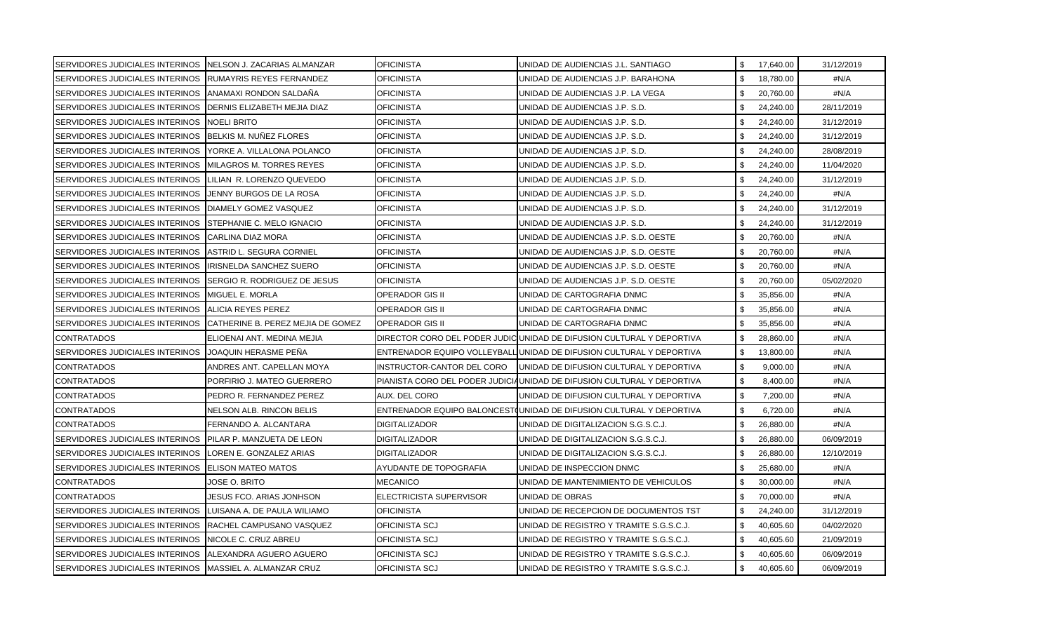| | | | | | | |
|---|---|---|---|---|---|---|
| SERVIDORES JUDICIALES INTERINOS | NELSON J. ZACARIAS ALMANZAR | OFICINISTA | UNIDAD DE AUDIENCIAS J.L. SANTIAGO | $ | 17,640.00 | 31/12/2019 |
| SERVIDORES JUDICIALES INTERINOS | RUMAYRIS REYES FERNANDEZ | OFICINISTA | UNIDAD DE AUDIENCIAS J.P. BARAHONA | $ | 18,780.00 | #N/A |
| SERVIDORES JUDICIALES INTERINOS | ANAMAXI RONDON SALDAÑA | OFICINISTA | UNIDAD DE AUDIENCIAS J.P. LA VEGA | $ | 20,760.00 | #N/A |
| SERVIDORES JUDICIALES INTERINOS | DERNIS ELIZABETH MEJIA DIAZ | OFICINISTA | UNIDAD DE AUDIENCIAS J.P. S.D. | $ | 24,240.00 | 28/11/2019 |
| SERVIDORES JUDICIALES INTERINOS | NOELI BRITO | OFICINISTA | UNIDAD DE AUDIENCIAS J.P. S.D. | $ | 24,240.00 | 31/12/2019 |
| SERVIDORES JUDICIALES INTERINOS | BELKIS M. NUÑEZ FLORES | OFICINISTA | UNIDAD DE AUDIENCIAS J.P. S.D. | $ | 24,240.00 | 31/12/2019 |
| SERVIDORES JUDICIALES INTERINOS | YORKE A. VILLALONA POLANCO | OFICINISTA | UNIDAD DE AUDIENCIAS J.P. S.D. | $ | 24,240.00 | 28/08/2019 |
| SERVIDORES JUDICIALES INTERINOS | MILAGROS M. TORRES REYES | OFICINISTA | UNIDAD DE AUDIENCIAS J.P. S.D. | $ | 24,240.00 | 11/04/2020 |
| SERVIDORES JUDICIALES INTERINOS | LILIAN R. LORENZO QUEVEDO | OFICINISTA | UNIDAD DE AUDIENCIAS J.P. S.D. | $ | 24,240.00 | 31/12/2019 |
| SERVIDORES JUDICIALES INTERINOS | JENNY BURGOS DE LA ROSA | OFICINISTA | UNIDAD DE AUDIENCIAS J.P. S.D. | $ | 24,240.00 | #N/A |
| SERVIDORES JUDICIALES INTERINOS | DIAMELY GOMEZ VASQUEZ | OFICINISTA | UNIDAD DE AUDIENCIAS J.P. S.D. | $ | 24,240.00 | 31/12/2019 |
| SERVIDORES JUDICIALES INTERINOS | STEPHANIE C. MELO IGNACIO | OFICINISTA | UNIDAD DE AUDIENCIAS J.P. S.D. | $ | 24,240.00 | 31/12/2019 |
| SERVIDORES JUDICIALES INTERINOS | CARLINA DIAZ MORA | OFICINISTA | UNIDAD DE AUDIENCIAS J.P. S.D. OESTE | $ | 20,760.00 | #N/A |
| SERVIDORES JUDICIALES INTERINOS | ASTRID L. SEGURA CORNIEL | OFICINISTA | UNIDAD DE AUDIENCIAS J.P. S.D. OESTE | $ | 20,760.00 | #N/A |
| SERVIDORES JUDICIALES INTERINOS | IRISNELDA SANCHEZ SUERO | OFICINISTA | UNIDAD DE AUDIENCIAS J.P. S.D. OESTE | $ | 20,760.00 | #N/A |
| SERVIDORES JUDICIALES INTERINOS | SERGIO R. RODRIGUEZ DE JESUS | OFICINISTA | UNIDAD DE AUDIENCIAS J.P. S.D. OESTE | $ | 20,760.00 | 05/02/2020 |
| SERVIDORES JUDICIALES INTERINOS | MIGUEL E. MORLA | OPERADOR GIS II | UNIDAD DE CARTOGRAFIA DNMC | $ | 35,856.00 | #N/A |
| SERVIDORES JUDICIALES INTERINOS | ALICIA REYES PEREZ | OPERADOR GIS II | UNIDAD DE CARTOGRAFIA DNMC | $ | 35,856.00 | #N/A |
| SERVIDORES JUDICIALES INTERINOS | CATHERINE B. PEREZ MEJIA DE GOMEZ | OPERADOR GIS II | UNIDAD DE CARTOGRAFIA DNMC | $ | 35,856.00 | #N/A |
| CONTRATADOS | ELIOENAI ANT. MEDINA MEJIA | DIRECTOR CORO DEL PODER JUDIC | UNIDAD DE DIFUSION CULTURAL Y DEPORTIVA | $ | 28,860.00 | #N/A |
| SERVIDORES JUDICIALES INTERINOS | JOAQUIN HERASME PEÑA | ENTRENADOR EQUIPO VOLLEYBALL | UNIDAD DE DIFUSION CULTURAL Y DEPORTIVA | $ | 13,800.00 | #N/A |
| CONTRATADOS | ANDRES ANT. CAPELLAN MOYA | INSTRUCTOR-CANTOR DEL CORO | UNIDAD DE DIFUSION CULTURAL Y DEPORTIVA | $ | 9,000.00 | #N/A |
| CONTRATADOS | PORFIRIO J. MATEO GUERRERO | PIANISTA CORO DEL PODER JUDICI | UNIDAD DE DIFUSION CULTURAL Y DEPORTIVA | $ | 8,400.00 | #N/A |
| CONTRATADOS | PEDRO R. FERNANDEZ PEREZ | AUX. DEL CORO | UNIDAD DE DIFUSION CULTURAL Y DEPORTIVA | $ | 7,200.00 | #N/A |
| CONTRATADOS | NELSON ALB. RINCON BELIS | ENTRENADOR EQUIPO BALONCEST | UNIDAD DE DIFUSION CULTURAL Y DEPORTIVA | $ | 6,720.00 | #N/A |
| CONTRATADOS | FERNANDO A. ALCANTARA | DIGITALIZADOR | UNIDAD DE DIGITALIZACION S.G.S.C.J. | $ | 26,880.00 | #N/A |
| SERVIDORES JUDICIALES INTERINOS | PILAR P. MANZUETA DE LEON | DIGITALIZADOR | UNIDAD DE DIGITALIZACION S.G.S.C.J. | $ | 26,880.00 | 06/09/2019 |
| SERVIDORES JUDICIALES INTERINOS | LOREN E. GONZALEZ ARIAS | DIGITALIZADOR | UNIDAD DE DIGITALIZACION S.G.S.C.J. | $ | 26,880.00 | 12/10/2019 |
| SERVIDORES JUDICIALES INTERINOS | ELISON MATEO MATOS | AYUDANTE DE TOPOGRAFIA | UNIDAD DE INSPECCION DNMC | $ | 25,680.00 | #N/A |
| CONTRATADOS | JOSE O. BRITO | MECANICO | UNIDAD DE MANTENIMIENTO DE VEHICULOS | $ | 30,000.00 | #N/A |
| CONTRATADOS | JESUS FCO. ARIAS JONHSON | ELECTRICISTA SUPERVISOR | UNIDAD DE OBRAS | $ | 70,000.00 | #N/A |
| SERVIDORES JUDICIALES INTERINOS | LUISANA A. DE PAULA WILIAMO | OFICINISTA | UNIDAD DE RECEPCION DE DOCUMENTOS TST | $ | 24,240.00 | 31/12/2019 |
| SERVIDORES JUDICIALES INTERINOS | RACHEL CAMPUSANO VASQUEZ | OFICINISTA SCJ | UNIDAD DE REGISTRO Y TRAMITE S.G.S.C.J. | $ | 40,605.60 | 04/02/2020 |
| SERVIDORES JUDICIALES INTERINOS | NICOLE C. CRUZ ABREU | OFICINISTA SCJ | UNIDAD DE REGISTRO Y TRAMITE S.G.S.C.J. | $ | 40,605.60 | 21/09/2019 |
| SERVIDORES JUDICIALES INTERINOS | ALEXANDRA AGUERO AGUERO | OFICINISTA SCJ | UNIDAD DE REGISTRO Y TRAMITE S.G.S.C.J. | $ | 40,605.60 | 06/09/2019 |
| SERVIDORES JUDICIALES INTERINOS | MASSIEL A. ALMANZAR CRUZ | OFICINISTA SCJ | UNIDAD DE REGISTRO Y TRAMITE S.G.S.C.J. | $ | 40,605.60 | 06/09/2019 |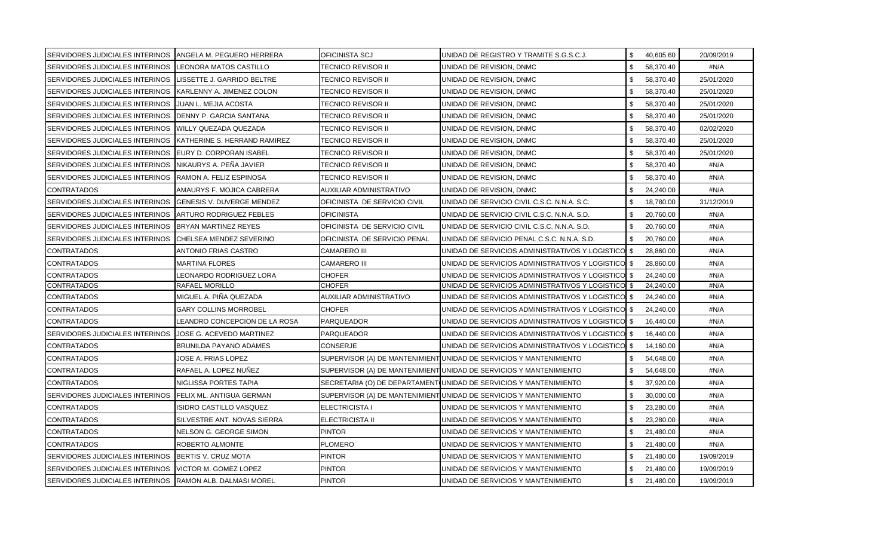| | | | | | |
|---|---|---|---|---|---|
| SERVIDORES JUDICIALES INTERINOS | ANGELA M. PEGUERO HERRERA | OFICINISTA SCJ | UNIDAD DE REGISTRO Y TRAMITE S.G.S.C.J. | $ 40,605.60 | 20/09/2019 |
| SERVIDORES JUDICIALES INTERINOS | LEONORA MATOS CASTILLO | TECNICO REVISOR II | UNIDAD DE REVISION, DNMC | $ 58,370.40 | #N/A |
| SERVIDORES JUDICIALES INTERINOS | LISSETTE J. GARRIDO BELTRE | TECNICO REVISOR II | UNIDAD DE REVISION, DNMC | $ 58,370.40 | 25/01/2020 |
| SERVIDORES JUDICIALES INTERINOS | KARLENNY A. JIMENEZ COLON | TECNICO REVISOR II | UNIDAD DE REVISION, DNMC | $ 58,370.40 | 25/01/2020 |
| SERVIDORES JUDICIALES INTERINOS | JUAN L. MEJIA ACOSTA | TECNICO REVISOR II | UNIDAD DE REVISION, DNMC | $ 58,370.40 | 25/01/2020 |
| SERVIDORES JUDICIALES INTERINOS | DENNY P. GARCIA SANTANA | TECNICO REVISOR II | UNIDAD DE REVISION, DNMC | $ 58,370.40 | 25/01/2020 |
| SERVIDORES JUDICIALES INTERINOS | WILLY QUEZADA QUEZADA | TECNICO REVISOR II | UNIDAD DE REVISION, DNMC | $ 58,370.40 | 02/02/2020 |
| SERVIDORES JUDICIALES INTERINOS | KATHERINE S. HERRAND RAMIREZ | TECNICO REVISOR II | UNIDAD DE REVISION, DNMC | $ 58,370.40 | 25/01/2020 |
| SERVIDORES JUDICIALES INTERINOS | EURY D. CORPORAN ISABEL | TECNICO REVISOR II | UNIDAD DE REVISION, DNMC | $ 58,370.40 | 25/01/2020 |
| SERVIDORES JUDICIALES INTERINOS | NIKAURYS A. PEÑA JAVIER | TECNICO REVISOR II | UNIDAD DE REVISION, DNMC | $ 58,370.40 | #N/A |
| SERVIDORES JUDICIALES INTERINOS | RAMON A. FELIZ ESPINOSA | TECNICO REVISOR II | UNIDAD DE REVISION, DNMC | $ 58,370.40 | #N/A |
| CONTRATADOS | AMAURYS F. MOJICA CABRERA | AUXILIAR ADMINISTRATIVO | UNIDAD DE REVISION, DNMC | $ 24,240.00 | #N/A |
| SERVIDORES JUDICIALES INTERINOS | GENESIS V. DUVERGE MENDEZ | OFICINISTA DE SERVICIO CIVIL | UNIDAD DE SERVICIO CIVIL C.S.C. N.N.A. S.C. | $ 18,780.00 | 31/12/2019 |
| SERVIDORES JUDICIALES INTERINOS | ARTURO RODRIGUEZ FEBLES | OFICINISTA | UNIDAD DE SERVICIO CIVIL C.S.C. N.N.A. S.D. | $ 20,760.00 | #N/A |
| SERVIDORES JUDICIALES INTERINOS | BRYAN MARTINEZ REYES | OFICINISTA DE SERVICIO CIVIL | UNIDAD DE SERVICIO CIVIL C.S.C. N.N.A. S.D. | $ 20,760.00 | #N/A |
| SERVIDORES JUDICIALES INTERINOS | CHELSEA MENDEZ SEVERINO | OFICINISTA DE SERVICIO PENAL | UNIDAD DE SERVICIO PENAL C.S.C. N.N.A. S.D. | $ 20,760.00 | #N/A |
| CONTRATADOS | ANTONIO FRIAS CASTRO | CAMARERO III | UNIDAD DE SERVICIOS ADMINISTRATIVOS Y LOGISTICO | $ 28,860.00 | #N/A |
| CONTRATADOS | MARTINA FLORES | CAMARERO III | UNIDAD DE SERVICIOS ADMINISTRATIVOS Y LOGISTICO | $ 28,860.00 | #N/A |
| CONTRATADOS | LEONARDO RODRIGUEZ LORA | CHOFER | UNIDAD DE SERVICIOS ADMINISTRATIVOS Y LOGISTICO | $ 24,240.00 | #N/A |
| CONTRATADOS | RAFAEL MORILLO | CHOFER | UNIDAD DE SERVICIOS ADMINISTRATIVOS Y LOGISTICO | $ 24,240.00 | #N/A |
| CONTRATADOS | MIGUEL A. PIÑA QUEZADA | AUXILIAR ADMINISTRATIVO | UNIDAD DE SERVICIOS ADMINISTRATIVOS Y LOGISTICO | $ 24,240.00 | #N/A |
| CONTRATADOS | GARY COLLINS MORROBEL | CHOFER | UNIDAD DE SERVICIOS ADMINISTRATIVOS Y LOGISTICO | $ 24,240.00 | #N/A |
| CONTRATADOS | LEANDRO CONCEPCION DE LA ROSA | PARQUEADOR | UNIDAD DE SERVICIOS ADMINISTRATIVOS Y LOGISTICO | $ 16,440.00 | #N/A |
| SERVIDORES JUDICIALES INTERINOS | JOSE G. ACEVEDO MARTINEZ | PARQUEADOR | UNIDAD DE SERVICIOS ADMINISTRATIVOS Y LOGISTICO | $ 16,440.00 | #N/A |
| CONTRATADOS | BRUNILDA PAYANO ADAMES | CONSERJE | UNIDAD DE SERVICIOS ADMINISTRATIVOS Y LOGISTICO | $ 14,160.00 | #N/A |
| CONTRATADOS | JOSE A. FRIAS LOPEZ | SUPERVISOR (A) DE MANTENIMIENT | UNIDAD DE SERVICIOS Y MANTENIMIENTO | $ 54,648.00 | #N/A |
| CONTRATADOS | RAFAEL A. LOPEZ NUÑEZ | SUPERVISOR (A) DE MANTENIMIENT | UNIDAD DE SERVICIOS Y MANTENIMIENTO | $ 54,648.00 | #N/A |
| CONTRATADOS | NIGLISSA PORTES TAPIA | SECRETARIA (O) DE DEPARTAMENT | UNIDAD DE SERVICIOS Y MANTENIMIENTO | $ 37,920.00 | #N/A |
| SERVIDORES JUDICIALES INTERINOS | FELIX ML. ANTIGUA GERMAN | SUPERVISOR (A) DE MANTENIMIENT | UNIDAD DE SERVICIOS Y MANTENIMIENTO | $ 30,000.00 | #N/A |
| CONTRATADOS | ISIDRO CASTILLO VASQUEZ | ELECTRICISTA I | UNIDAD DE SERVICIOS Y MANTENIMIENTO | $ 23,280.00 | #N/A |
| CONTRATADOS | SILVESTRE ANT. NOVAS SIERRA | ELECTRICISTA II | UNIDAD DE SERVICIOS Y MANTENIMIENTO | $ 23,280.00 | #N/A |
| CONTRATADOS | NELSON G. GEORGE SIMON | PINTOR | UNIDAD DE SERVICIOS Y MANTENIMIENTO | $ 21,480.00 | #N/A |
| CONTRATADOS | ROBERTO ALMONTE | PLOMERO | UNIDAD DE SERVICIOS Y MANTENIMIENTO | $ 21,480.00 | #N/A |
| SERVIDORES JUDICIALES INTERINOS | BERTIS V. CRUZ MOTA | PINTOR | UNIDAD DE SERVICIOS Y MANTENIMIENTO | $ 21,480.00 | 19/09/2019 |
| SERVIDORES JUDICIALES INTERINOS | VICTOR M. GOMEZ LOPEZ | PINTOR | UNIDAD DE SERVICIOS Y MANTENIMIENTO | $ 21,480.00 | 19/09/2019 |
| SERVIDORES JUDICIALES INTERINOS | RAMON ALB. DALMASI MOREL | PINTOR | UNIDAD DE SERVICIOS Y MANTENIMIENTO | $ 21,480.00 | 19/09/2019 |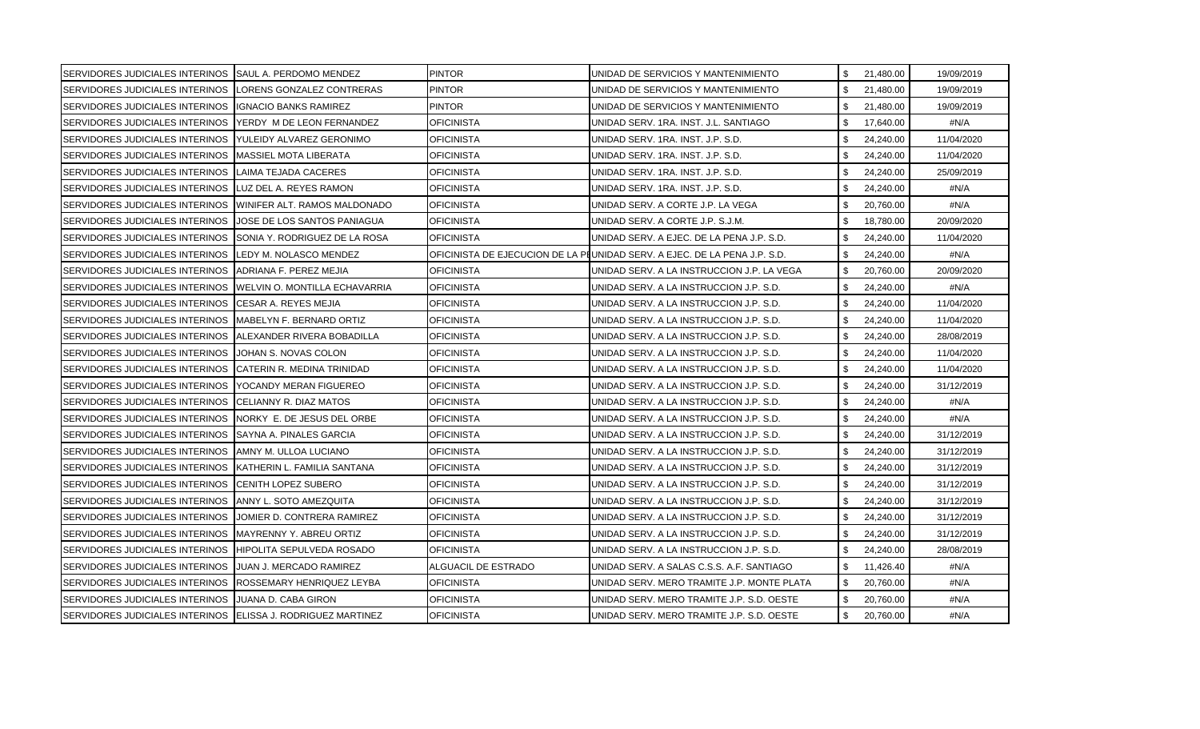| | | | | | |
|---|---|---|---|---|---|
| SERVIDORES JUDICIALES INTERINOS | SAUL A. PERDOMO MENDEZ | PINTOR | UNIDAD DE SERVICIOS Y MANTENIMIENTO | $ 21,480.00 | 19/09/2019 |
| SERVIDORES JUDICIALES INTERINOS | LORENS GONZALEZ CONTRERAS | PINTOR | UNIDAD DE SERVICIOS Y MANTENIMIENTO | $ 21,480.00 | 19/09/2019 |
| SERVIDORES JUDICIALES INTERINOS | IGNACIO BANKS RAMIREZ | PINTOR | UNIDAD DE SERVICIOS Y MANTENIMIENTO | $ 21,480.00 | 19/09/2019 |
| SERVIDORES JUDICIALES INTERINOS | YERDY M DE LEON FERNANDEZ | OFICINISTA | UNIDAD SERV. 1RA. INST. J.L. SANTIAGO | $ 17,640.00 | #N/A |
| SERVIDORES JUDICIALES INTERINOS | YULEIDY ALVAREZ GERONIMO | OFICINISTA | UNIDAD SERV. 1RA. INST. J.P. S.D. | $ 24,240.00 | 11/04/2020 |
| SERVIDORES JUDICIALES INTERINOS | MASSIEL MOTA LIBERATA | OFICINISTA | UNIDAD SERV. 1RA. INST. J.P. S.D. | $ 24,240.00 | 11/04/2020 |
| SERVIDORES JUDICIALES INTERINOS | LAIMA TEJADA CACERES | OFICINISTA | UNIDAD SERV. 1RA. INST. J.P. S.D. | $ 24,240.00 | 25/09/2019 |
| SERVIDORES JUDICIALES INTERINOS | LUZ DEL A. REYES RAMON | OFICINISTA | UNIDAD SERV. 1RA. INST. J.P. S.D. | $ 24,240.00 | #N/A |
| SERVIDORES JUDICIALES INTERINOS | WINIFER ALT. RAMOS MALDONADO | OFICINISTA | UNIDAD SERV. A CORTE J.P. LA VEGA | $ 20,760.00 | #N/A |
| SERVIDORES JUDICIALES INTERINOS | JOSE DE LOS SANTOS PANIAGUA | OFICINISTA | UNIDAD SERV. A CORTE J.P. S.J.M. | $ 18,780.00 | 20/09/2020 |
| SERVIDORES JUDICIALES INTERINOS | SONIA Y. RODRIGUEZ DE LA ROSA | OFICINISTA | UNIDAD SERV. A EJEC. DE LA PENA J.P. S.D. | $ 24,240.00 | 11/04/2020 |
| SERVIDORES JUDICIALES INTERINOS | LEDY M. NOLASCO MENDEZ | OFICINISTA DE EJECUCION DE LA PE | UNIDAD SERV. A EJEC. DE LA PENA J.P. S.D. | $ 24,240.00 | #N/A |
| SERVIDORES JUDICIALES INTERINOS | ADRIANA F. PEREZ MEJIA | OFICINISTA | UNIDAD SERV. A LA INSTRUCCION J.P. LA VEGA | $ 20,760.00 | 20/09/2020 |
| SERVIDORES JUDICIALES INTERINOS | WELVIN O. MONTILLA ECHAVARRIA | OFICINISTA | UNIDAD SERV. A LA INSTRUCCION J.P. S.D. | $ 24,240.00 | #N/A |
| SERVIDORES JUDICIALES INTERINOS | CESAR A. REYES MEJIA | OFICINISTA | UNIDAD SERV. A LA INSTRUCCION J.P. S.D. | $ 24,240.00 | 11/04/2020 |
| SERVIDORES JUDICIALES INTERINOS | MABELYN F. BERNARD ORTIZ | OFICINISTA | UNIDAD SERV. A LA INSTRUCCION J.P. S.D. | $ 24,240.00 | 11/04/2020 |
| SERVIDORES JUDICIALES INTERINOS | ALEXANDER RIVERA BOBADILLA | OFICINISTA | UNIDAD SERV. A LA INSTRUCCION J.P. S.D. | $ 24,240.00 | 28/08/2019 |
| SERVIDORES JUDICIALES INTERINOS | JOHAN S. NOVAS COLON | OFICINISTA | UNIDAD SERV. A LA INSTRUCCION J.P. S.D. | $ 24,240.00 | 11/04/2020 |
| SERVIDORES JUDICIALES INTERINOS | CATERIN R. MEDINA TRINIDAD | OFICINISTA | UNIDAD SERV. A LA INSTRUCCION J.P. S.D. | $ 24,240.00 | 11/04/2020 |
| SERVIDORES JUDICIALES INTERINOS | YOCANDY MERAN FIGUEREO | OFICINISTA | UNIDAD SERV. A LA INSTRUCCION J.P. S.D. | $ 24,240.00 | 31/12/2019 |
| SERVIDORES JUDICIALES INTERINOS | CELIANNY R. DIAZ MATOS | OFICINISTA | UNIDAD SERV. A LA INSTRUCCION J.P. S.D. | $ 24,240.00 | #N/A |
| SERVIDORES JUDICIALES INTERINOS | NORKY E. DE JESUS DEL ORBE | OFICINISTA | UNIDAD SERV. A LA INSTRUCCION J.P. S.D. | $ 24,240.00 | #N/A |
| SERVIDORES JUDICIALES INTERINOS | SAYNA A. PINALES GARCIA | OFICINISTA | UNIDAD SERV. A LA INSTRUCCION J.P. S.D. | $ 24,240.00 | 31/12/2019 |
| SERVIDORES JUDICIALES INTERINOS | AMNY M. ULLOA LUCIANO | OFICINISTA | UNIDAD SERV. A LA INSTRUCCION J.P. S.D. | $ 24,240.00 | 31/12/2019 |
| SERVIDORES JUDICIALES INTERINOS | KATHERIN L. FAMILIA SANTANA | OFICINISTA | UNIDAD SERV. A LA INSTRUCCION J.P. S.D. | $ 24,240.00 | 31/12/2019 |
| SERVIDORES JUDICIALES INTERINOS | CENITH LOPEZ SUBERO | OFICINISTA | UNIDAD SERV. A LA INSTRUCCION J.P. S.D. | $ 24,240.00 | 31/12/2019 |
| SERVIDORES JUDICIALES INTERINOS | ANNY L. SOTO AMEZQUITA | OFICINISTA | UNIDAD SERV. A LA INSTRUCCION J.P. S.D. | $ 24,240.00 | 31/12/2019 |
| SERVIDORES JUDICIALES INTERINOS | JOMIER D. CONTRERA RAMIREZ | OFICINISTA | UNIDAD SERV. A LA INSTRUCCION J.P. S.D. | $ 24,240.00 | 31/12/2019 |
| SERVIDORES JUDICIALES INTERINOS | MAYRENNY Y. ABREU ORTIZ | OFICINISTA | UNIDAD SERV. A LA INSTRUCCION J.P. S.D. | $ 24,240.00 | 31/12/2019 |
| SERVIDORES JUDICIALES INTERINOS | HIPOLITA SEPULVEDA ROSADO | OFICINISTA | UNIDAD SERV. A LA INSTRUCCION J.P. S.D. | $ 24,240.00 | 28/08/2019 |
| SERVIDORES JUDICIALES INTERINOS | JUAN J. MERCADO RAMIREZ | ALGUACIL DE ESTRADO | UNIDAD SERV. A SALAS C.S.S. A.F. SANTIAGO | $ 11,426.40 | #N/A |
| SERVIDORES JUDICIALES INTERINOS | ROSSEMARY HENRIQUEZ LEYBA | OFICINISTA | UNIDAD SERV. MERO TRAMITE J.P. MONTE PLATA | $ 20,760.00 | #N/A |
| SERVIDORES JUDICIALES INTERINOS | JUANA D. CABA GIRON | OFICINISTA | UNIDAD SERV. MERO TRAMITE J.P. S.D. OESTE | $ 20,760.00 | #N/A |
| SERVIDORES JUDICIALES INTERINOS | ELISSA J. RODRIGUEZ MARTINEZ | OFICINISTA | UNIDAD SERV. MERO TRAMITE J.P. S.D. OESTE | $ 20,760.00 | #N/A |